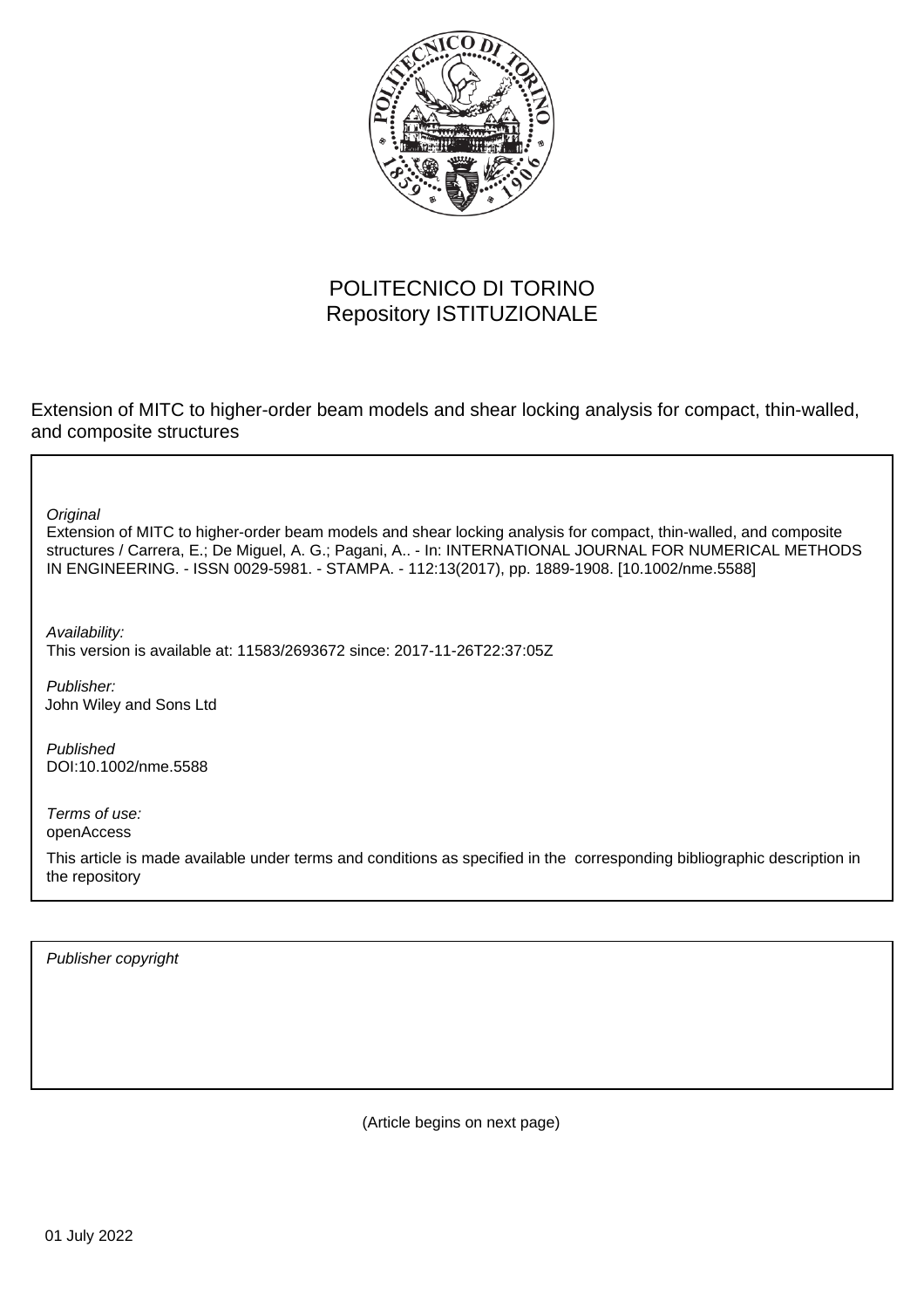POLITECNICO DI TORINO
Repository ISTITUZIONALE

Extension of MITC to higher-order beam models and shear locking analysis for compact, thin-walled, and composite structures

*Original*
Extension of MITC to higher-order beam models and shear locking analysis for compact, thin-walled, and composite structures / Carrera, E.; De Miguel, A. G.; Pagani, A.. - In: INTERNATIONAL JOURNAL FOR NUMERICAL METHODS IN ENGINEERING. - ISSN 0029-5981. - STAMPA. - 112:13(2017), pp. 1889-1908. [10.1002/nme.5588]

*Availability:*
This version is available at: 11583/2693672 since: 2017-11-26T22:37:05Z

*Publisher:*
John Wiley and Sons Ltd

*Published*
DOI:10.1002/nme.5588

*Terms of use:*
openAccess

This article is made available under terms and conditions as specified in the corresponding bibliographic description in the repository

*Publisher copyright*

(Article begins on next page)

01 July 2022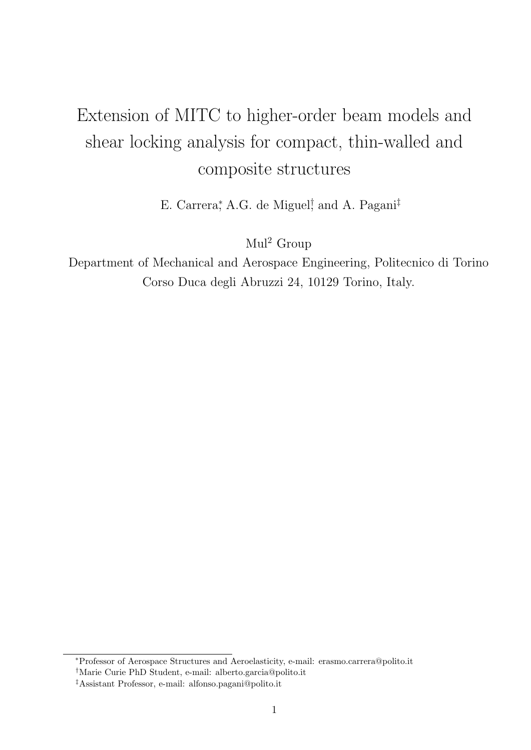# Extension of MITC to higher-order beam models and shear locking analysis for compact, thin-walled and composite structures

E. Carrera[*], A.G. de Miguel[†], and A. Pagani[‡]

Mul[2] Group

Department of Mechanical and Aerospace Engineering, Politecnico di Torino
Corso Duca degli Abruzzi 24, 10129 Torino, Italy.

---

[*]Professor of Aerospace Structures and Aeroelasticity, e-mail: erasmo.carrera@polito.it

[†]Marie Curie PhD Student, e-mail: alberto.garcia@polito.it

[‡]Assistant Professor, e-mail: alfonso.pagani@polito.it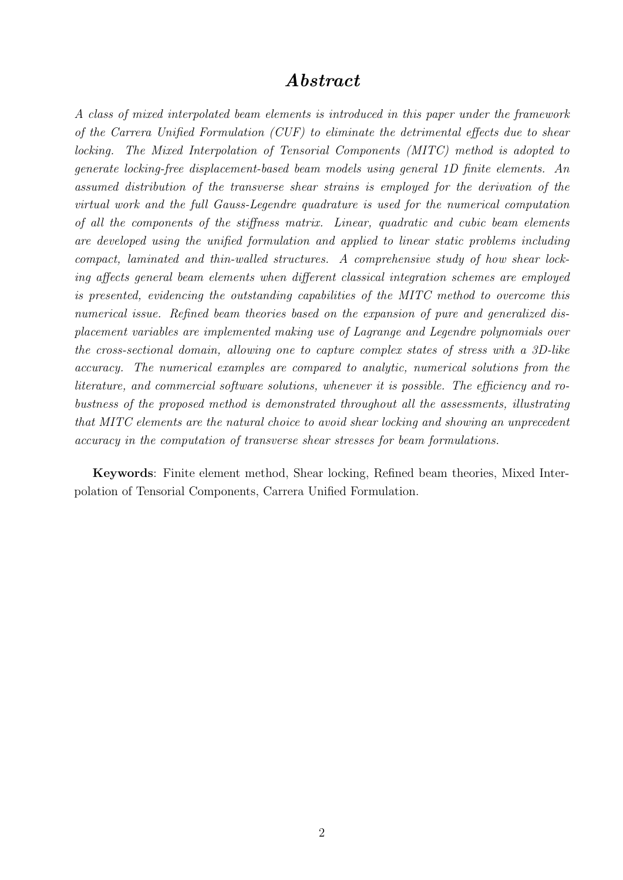# *Abstract*

*A class of mixed interpolated beam elements is introduced in this paper under the framework of the Carrera Unified Formulation (CUF) to eliminate the detrimental effects due to shear locking. The Mixed Interpolation of Tensorial Components (MITC) method is adopted to generate locking-free displacement-based beam models using general 1D finite elements. An assumed distribution of the transverse shear strains is employed for the derivation of the virtual work and the full Gauss-Legendre quadrature is used for the numerical computation of all the components of the stiffness matrix. Linear, quadratic and cubic beam elements are developed using the unified formulation and applied to linear static problems including compact, laminated and thin-walled structures. A comprehensive study of how shear locking affects general beam elements when different classical integration schemes are employed is presented, evidencing the outstanding capabilities of the MITC method to overcome this numerical issue. Refined beam theories based on the expansion of pure and generalized displacement variables are implemented making use of Lagrange and Legendre polynomials over the cross-sectional domain, allowing one to capture complex states of stress with a 3D-like accuracy. The numerical examples are compared to analytic, numerical solutions from the literature, and commercial software solutions, whenever it is possible. The efficiency and robustness of the proposed method is demonstrated throughout all the assessments, illustrating that MITC elements are the natural choice to avoid shear locking and showing an unprecedent accuracy in the computation of transverse shear stresses for beam formulations.*

**Keywords**: Finite element method, Shear locking, Refined beam theories, Mixed Interpolation of Tensorial Components, Carrera Unified Formulation.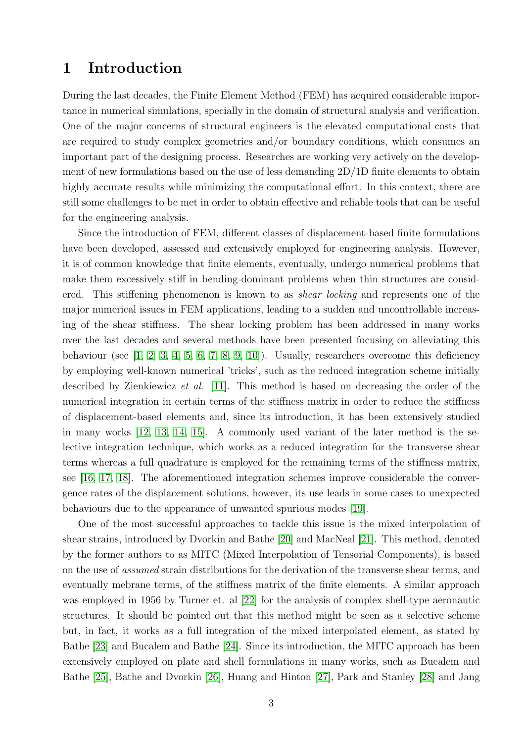# 1 Introduction

During the last decades, the Finite Element Method (FEM) has acquired considerable importance in numerical simulations, specially in the domain of structural analysis and verification. One of the major concerns of structural engineers is the elevated computational costs that are required to study complex geometries and/or boundary conditions, which consumes an important part of the designing process. Researches are working very actively on the development of new formulations based on the use of less demanding 2D/1D finite elements to obtain highly accurate results while minimizing the computational effort. In this context, there are still some challenges to be met in order to obtain effective and reliable tools that can be useful for the engineering analysis.

Since the introduction of FEM, different classes of displacement-based finite formulations have been developed, assessed and extensively employed for engineering analysis. However, it is of common knowledge that finite elements, eventually, undergo numerical problems that make them excessively stiff in bending-dominant problems when thin structures are considered. This stiffening phenomenon is known to as *shear locking* and represents one of the major numerical issues in FEM applications, leading to a sudden and uncontrollable increasing of the shear stiffness. The shear locking problem has been addressed in many works over the last decades and several methods have been presented focusing on alleviating this behaviour (see [1, 2, 3, 4, 5, 6, 7, 8, 9, 10]). Usually, researchers overcome this deficiency by employing well-known numerical 'tricks', such as the reduced integration scheme initially described by Zienkiewicz *et al*. [11]. This method is based on decreasing the order of the numerical integration in certain terms of the stiffness matrix in order to reduce the stiffness of displacement-based elements and, since its introduction, it has been extensively studied in many works [12, 13, 14, 15]. A commonly used variant of the later method is the selective integration technique, which works as a reduced integration for the transverse shear terms whereas a full quadrature is employed for the remaining terms of the stiffness matrix, see [16, 17, 18]. The aforementioned integration schemes improve considerable the convergence rates of the displacement solutions, however, its use leads in some cases to unexpected behaviours due to the appearance of unwanted spurious modes [19].

One of the most successful approaches to tackle this issue is the mixed interpolation of shear strains, introduced by Dvorkin and Bathe [20] and MacNeal [21]. This method, denoted by the former authors to as MITC (Mixed Interpolation of Tensorial Components), is based on the use of *assumed* strain distributions for the derivation of the transverse shear terms, and eventually mebrane terms, of the stiffness matrix of the finite elements. A similar approach was employed in 1956 by Turner et. al [22] for the analysis of complex shell-type aeronautic structures. It should be pointed out that this method might be seen as a selective scheme but, in fact, it works as a full integration of the mixed interpolated element, as stated by Bathe [23] and Bucalem and Bathe [24]. Since its introduction, the MITC approach has been extensively employed on plate and shell formulations in many works, such as Bucalem and Bathe [25], Bathe and Dvorkin [26], Huang and Hinton [27], Park and Stanley [28] and Jang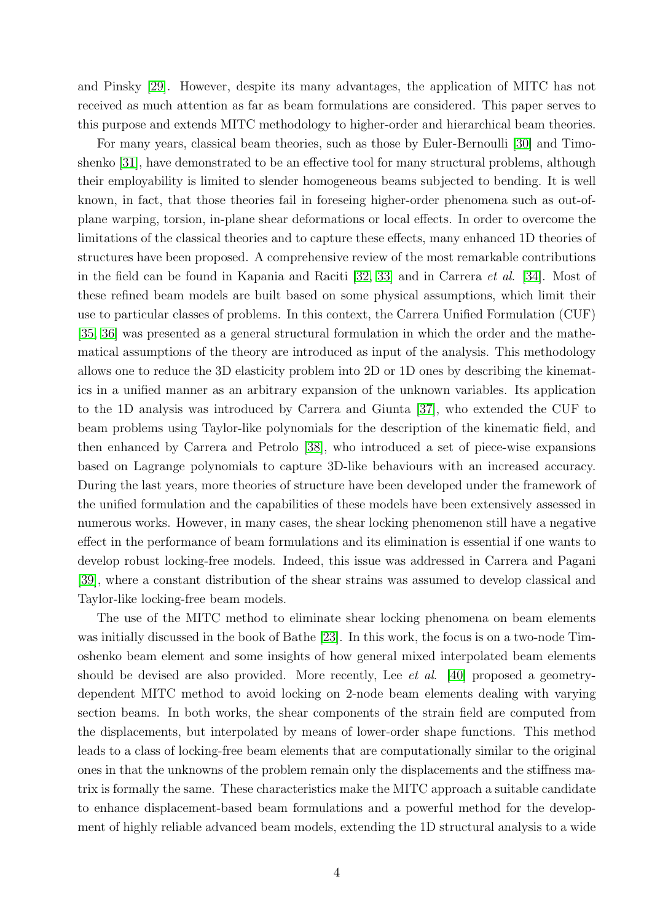and Pinsky [29]. However, despite its many advantages, the application of MITC has not received as much attention as far as beam formulations are considered. This paper serves to this purpose and extends MITC methodology to higher-order and hierarchical beam theories.

For many years, classical beam theories, such as those by Euler-Bernoulli [30] and Timoshenko [31], have demonstrated to be an effective tool for many structural problems, although their employability is limited to slender homogeneous beams subjected to bending. It is well known, in fact, that those theories fail in foreseing higher-order phenomena such as out-of-plane warping, torsion, in-plane shear deformations or local effects. In order to overcome the limitations of the classical theories and to capture these effects, many enhanced 1D theories of structures have been proposed. A comprehensive review of the most remarkable contributions in the field can be found in Kapania and Raciti [32, 33] and in Carrera *et al.* [34]. Most of these refined beam models are built based on some physical assumptions, which limit their use to particular classes of problems. In this context, the Carrera Unified Formulation (CUF) [35, 36] was presented as a general structural formulation in which the order and the mathematical assumptions of the theory are introduced as input of the analysis. This methodology allows one to reduce the 3D elasticity problem into 2D or 1D ones by describing the kinematics in a unified manner as an arbitrary expansion of the unknown variables. Its application to the 1D analysis was introduced by Carrera and Giunta [37], who extended the CUF to beam problems using Taylor-like polynomials for the description of the kinematic field, and then enhanced by Carrera and Petrolo [38], who introduced a set of piece-wise expansions based on Lagrange polynomials to capture 3D-like behaviours with an increased accuracy. During the last years, more theories of structure have been developed under the framework of the unified formulation and the capabilities of these models have been extensively assessed in numerous works. However, in many cases, the shear locking phenomenon still have a negative effect in the performance of beam formulations and its elimination is essential if one wants to develop robust locking-free models. Indeed, this issue was addressed in Carrera and Pagani [39], where a constant distribution of the shear strains was assumed to develop classical and Taylor-like locking-free beam models.

The use of the MITC method to eliminate shear locking phenomena on beam elements was initially discussed in the book of Bathe [23]. In this work, the focus is on a two-node Timoshenko beam element and some insights of how general mixed interpolated beam elements should be devised are also provided. More recently, Lee *et al.* [40] proposed a geometry-dependent MITC method to avoid locking on 2-node beam elements dealing with varying section beams. In both works, the shear components of the strain field are computed from the displacements, but interpolated by means of lower-order shape functions. This method leads to a class of locking-free beam elements that are computationally similar to the original ones in that the unknowns of the problem remain only the displacements and the stiffness matrix is formally the same. These characteristics make the MITC approach a suitable candidate to enhance displacement-based beam formulations and a powerful method for the development of highly reliable advanced beam models, extending the 1D structural analysis to a wide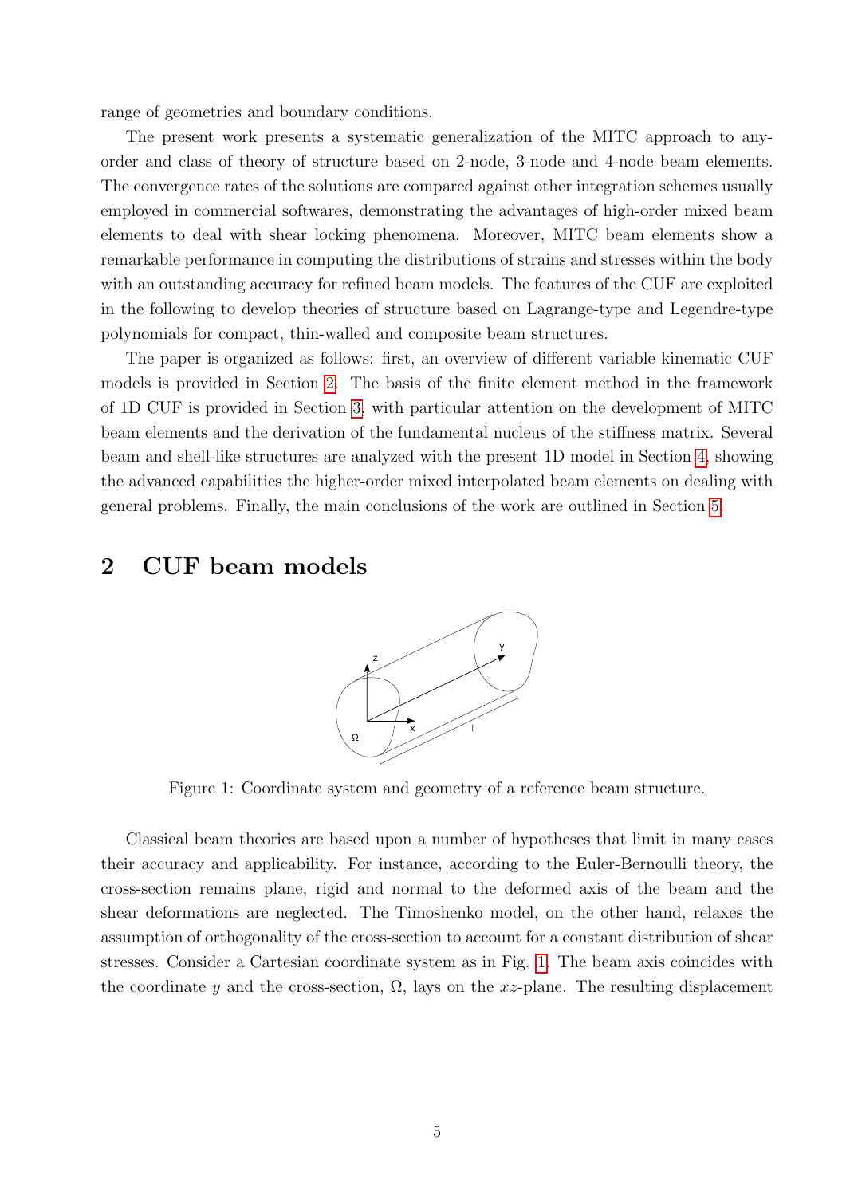range of geometries and boundary conditions.

The present work presents a systematic generalization of the MITC approach to any-order and class of theory of structure based on 2-node, 3-node and 4-node beam elements. The convergence rates of the solutions are compared against other integration schemes usually employed in commercial softwares, demonstrating the advantages of high-order mixed beam elements to deal with shear locking phenomena. Moreover, MITC beam elements show a remarkable performance in computing the distributions of strains and stresses within the body with an outstanding accuracy for refined beam models. The features of the CUF are exploited in the following to develop theories of structure based on Lagrange-type and Legendre-type polynomials for compact, thin-walled and composite beam structures.

The paper is organized as follows: first, an overview of different variable kinematic CUF models is provided in Section 2. The basis of the finite element method in the framework of 1D CUF is provided in Section 3, with particular attention on the development of MITC beam elements and the derivation of the fundamental nucleus of the stiffness matrix. Several beam and shell-like structures are analyzed with the present 1D model in Section 4, showing the advanced capabilities the higher-order mixed interpolated beam elements on dealing with general problems. Finally, the main conclusions of the work are outlined in Section 5.

## 2 CUF beam models

Figure 1: Coordinate system and geometry of a reference beam structure.

Classical beam theories are based upon a number of hypotheses that limit in many cases their accuracy and applicability. For instance, according to the Euler-Bernoulli theory, the cross-section remains plane, rigid and normal to the deformed axis of the beam and the shear deformations are neglected. The Timoshenko model, on the other hand, relaxes the assumption of orthogonality of the cross-section to account for a constant distribution of shear stresses. Consider a Cartesian coordinate system as in Fig. 1. The beam axis coincides with the coordinate $y$ and the cross-section, $\Omega$, lays on the $xz$-plane. The resulting displacement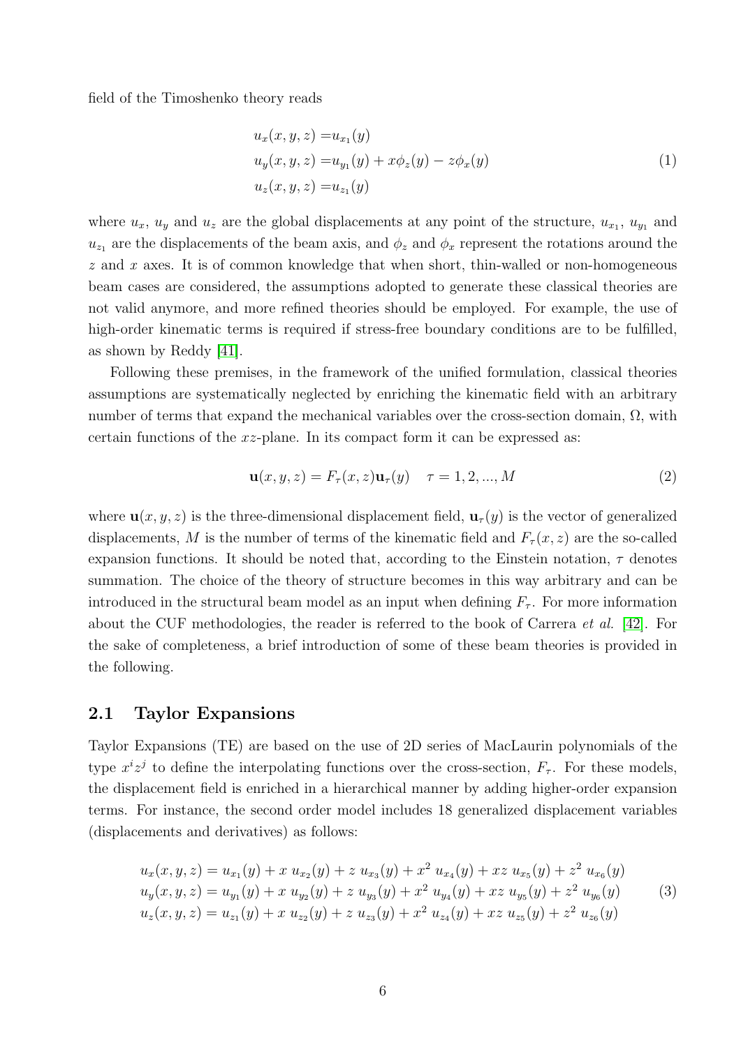field of the Timoshenko theory reads

$$
\begin{aligned}
u_x(x,y,z) =& u_{x_1}(y) \\
u_y(x,y,z) =& u_{y_1}(y) + x\phi_z(y) - z\phi_x(y) \\
u_z(x,y,z) =& u_{z_1}(y)
\end{aligned} \tag{1}
$$

where $u_x$, $u_y$ and $u_z$ are the global displacements at any point of the structure, $u_{x_1}$, $u_{y_1}$ and $u_{z_1}$ are the displacements of the beam axis, and $\phi_z$ and $\phi_x$ represent the rotations around the $z$ and $x$ axes. It is of common knowledge that when short, thin-walled or non-homogeneous beam cases are considered, the assumptions adopted to generate these classical theories are not valid anymore, and more refined theories should be employed. For example, the use of high-order kinematic terms is required if stress-free boundary conditions are to be fulfilled, as shown by Reddy [41].

Following these premises, in the framework of the unified formulation, classical theories assumptions are systematically neglected by enriching the kinematic field with an arbitrary number of terms that expand the mechanical variables over the cross-section domain, $\Omega$, with certain functions of the $xz$-plane. In its compact form it can be expressed as:

$$
\mathbf{u}(x,y,z) = F_\tau(x,z)\mathbf{u}_\tau(y) \quad \tau = 1,2,...,M \tag{2}
$$

where $\mathbf{u}(x,y,z)$ is the three-dimensional displacement field, $\mathbf{u}_\tau(y)$ is the vector of generalized displacements, $M$ is the number of terms of the kinematic field and $F_\tau(x,z)$ are the so-called expansion functions. It should be noted that, according to the Einstein notation, $\tau$ denotes summation. The choice of the theory of structure becomes in this way arbitrary and can be introduced in the structural beam model as an input when defining $F_\tau$. For more information about the CUF methodologies, the reader is referred to the book of Carrera *et al.* [42]. For the sake of completeness, a brief introduction of some of these beam theories is provided in the following.

## 2.1 Taylor Expansions

Taylor Expansions (TE) are based on the use of 2D series of MacLaurin polynomials of the type $x^i z^j$ to define the interpolating functions over the cross-section, $F_\tau$. For these models, the displacement field is enriched in a hierarchical manner by adding higher-order expansion terms. For instance, the second order model includes 18 generalized displacement variables (displacements and derivatives) as follows:

$$
\begin{aligned}
u_x(x,y,z) &= u_{x_1}(y) + x\ u_{x_2}(y) + z\ u_{x_3}(y) + x^2\ u_{x_4}(y) + xz\ u_{x_5}(y) + z^2\ u_{x_6}(y) \\
u_y(x,y,z) &= u_{y_1}(y) + x\ u_{y_2}(y) + z\ u_{y_3}(y) + x^2\ u_{y_4}(y) + xz\ u_{y_5}(y) + z^2\ u_{y_6}(y) \\
u_z(x,y,z) &= u_{z_1}(y) + x\ u_{z_2}(y) + z\ u_{z_3}(y) + x^2\ u_{z_4}(y) + xz\ u_{z_5}(y) + z^2\ u_{z_6}(y)
\end{aligned} \tag{3}
$$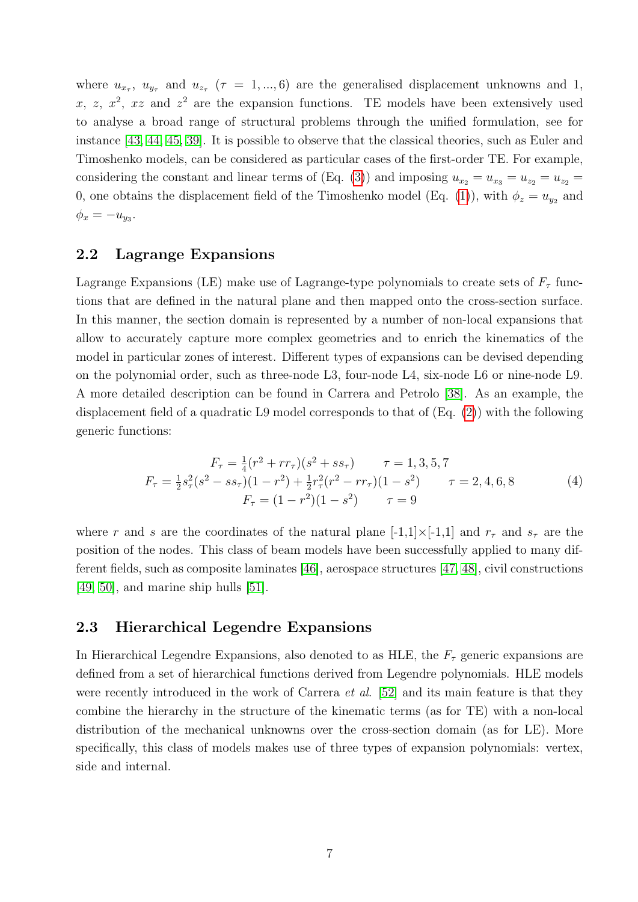where $u_{x_\tau}$, $u_{y_\tau}$ and $u_{z_\tau}$ ($\tau = 1, ..., 6$) are the generalised displacement unknowns and 1, $x$, $z$, $x^2$, $xz$ and $z^2$ are the expansion functions. TE models have been extensively used to analyse a broad range of structural problems through the unified formulation, see for instance [43, 44, 45, 39]. It is possible to observe that the classical theories, such as Euler and Timoshenko models, can be considered as particular cases of the first-order TE. For example, considering the constant and linear terms of (Eq. (3)) and imposing $u_{x_2} = u_{x_3} = u_{z_2} = u_{z_2} = 0$, one obtains the displacement field of the Timoshenko model (Eq. (1)), with $\phi_z = u_{y_2}$ and $\phi_x = -u_{y_3}$.

## 2.2 Lagrange Expansions

Lagrange Expansions (LE) make use of Lagrange-type polynomials to create sets of $F_\tau$ functions that are defined in the natural plane and then mapped onto the cross-section surface. In this manner, the section domain is represented by a number of non-local expansions that allow to accurately capture more complex geometries and to enrich the kinematics of the model in particular zones of interest. Different types of expansions can be devised depending on the polynomial order, such as three-node L3, four-node L4, six-node L6 or nine-node L9. A more detailed description can be found in Carrera and Petrolo [38]. As an example, the displacement field of a quadratic L9 model corresponds to that of (Eq. (2)) with the following generic functions:

$$
\begin{gathered}
F_\tau = \frac{1}{4}(r^2 + r r_\tau)(s^2 + s s_\tau) \qquad \tau = 1, 3, 5, 7 \\
F_\tau = \frac{1}{2} s_\tau^2 (s^2 - s s_\tau)(1 - r^2) + \frac{1}{2} r_\tau^2 (r^2 - r r_\tau)(1 - s^2) \qquad \tau = 2, 4, 6, 8 \\
F_\tau = (1 - r^2)(1 - s^2) \qquad \tau = 9
\end{gathered}
\tag{4}
$$

where $r$ and $s$ are the coordinates of the natural plane [-1,1]×[-1,1] and $r_\tau$ and $s_\tau$ are the position of the nodes. This class of beam models have been successfully applied to many different fields, such as composite laminates [46], aerospace structures [47, 48], civil constructions [49, 50], and marine ship hulls [51].

## 2.3 Hierarchical Legendre Expansions

In Hierarchical Legendre Expansions, also denoted to as HLE, the $F_\tau$ generic expansions are defined from a set of hierarchical functions derived from Legendre polynomials. HLE models were recently introduced in the work of Carrera *et al.* [52] and its main feature is that they combine the hierarchy in the structure of the kinematic terms (as for TE) with a non-local distribution of the mechanical unknowns over the cross-section domain (as for LE). More specifically, this class of models makes use of three types of expansion polynomials: vertex, side and internal.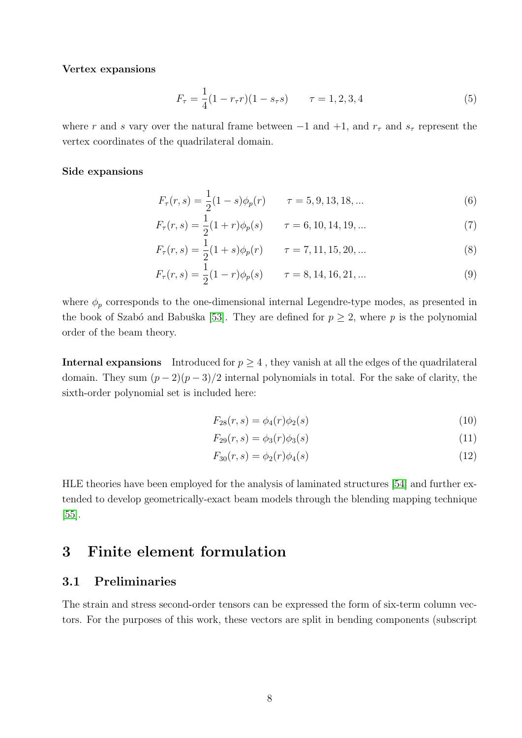**Vertex expansions**

$$F_\tau = \frac{1}{4}(1 - r_\tau r)(1 - s_\tau s) \qquad \tau = 1, 2, 3, 4 \tag{5}$$

where $r$ and $s$ vary over the natural frame between $-1$ and $+1$, and $r_\tau$ and $s_\tau$ represent the vertex coordinates of the quadrilateral domain.

**Side expansions**

$$F_\tau(r,s) = \frac{1}{2}(1 - s)\phi_p(r) \qquad \tau = 5, 9, 13, 18, ... \tag{6}$$

$$F_\tau(r,s) = \frac{1}{2}(1 + r)\phi_p(s) \qquad \tau = 6, 10, 14, 19, ... \tag{7}$$

$$F_\tau(r,s) = \frac{1}{2}(1 + s)\phi_p(r) \qquad \tau = 7, 11, 15, 20, ... \tag{8}$$

$$F_\tau(r,s) = \frac{1}{2}(1 - r)\phi_p(s) \qquad \tau = 8, 14, 16, 21, ... \tag{9}$$

where $\phi_p$ corresponds to the one-dimensional internal Legendre-type modes, as presented in the book of Szabó and Babuška [53]. They are defined for $p \geq 2$, where $p$ is the polynomial order of the beam theory.

**Internal expansions** Introduced for $p \geq 4$ , they vanish at all the edges of the quadrilateral domain. They sum $(p-2)(p-3)/2$ internal polynomials in total. For the sake of clarity, the sixth-order polynomial set is included here:

$$F_{28}(r,s) = \phi_4(r)\phi_2(s) \tag{10}$$

$$F_{29}(r,s) = \phi_3(r)\phi_3(s) \tag{11}$$

$$F_{30}(r,s) = \phi_2(r)\phi_4(s) \tag{12}$$

HLE theories have been employed for the analysis of laminated structures [54] and further extended to develop geometrically-exact beam models through the blending mapping technique [55].

# 3 Finite element formulation

## 3.1 Preliminaries

The strain and stress second-order tensors can be expressed the form of six-term column vectors. For the purposes of this work, these vectors are split in bending components (subscript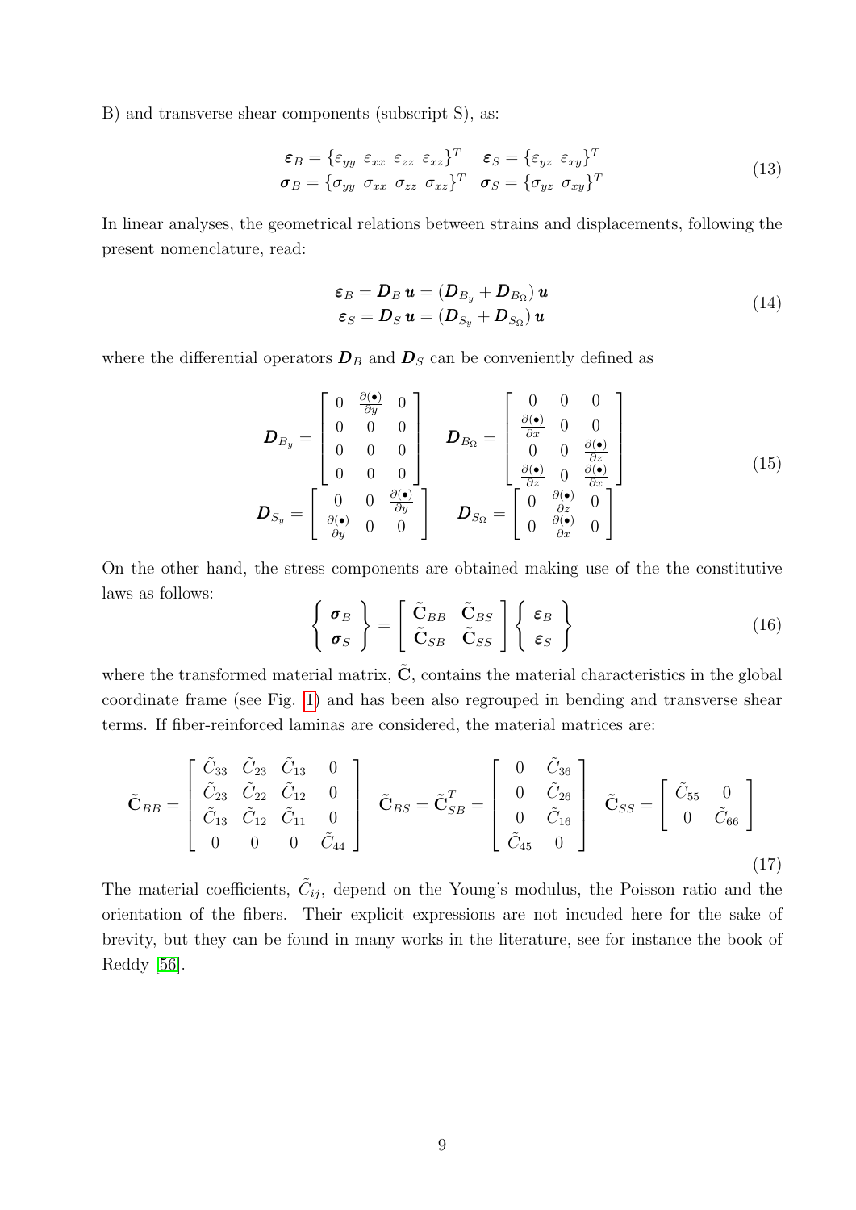B) and transverse shear components (subscript S), as:

$$
\begin{aligned}
\boldsymbol{\varepsilon}_B &= \{\varepsilon_{yy}\ \varepsilon_{xx}\ \varepsilon_{zz}\ \varepsilon_{xz}\}^T \quad \boldsymbol{\varepsilon}_S = \{\varepsilon_{yz}\ \varepsilon_{xy}\}^T \\
\boldsymbol{\sigma}_B &= \{\sigma_{yy}\ \sigma_{xx}\ \sigma_{zz}\ \sigma_{xz}\}^T \quad \boldsymbol{\sigma}_S = \{\sigma_{yz}\ \sigma_{xy}\}^T
\end{aligned} \tag{13}
$$

In linear analyses, the geometrical relations between strains and displacements, following the present nomenclature, read:

$$
\begin{aligned}
\boldsymbol{\varepsilon}_B &= \boldsymbol{D}_B\, \boldsymbol{u} = \left(\boldsymbol{D}_{B_y} + \boldsymbol{D}_{B_\Omega}\right) \boldsymbol{u} \\
\boldsymbol{\varepsilon}_S &= \boldsymbol{D}_S\, \boldsymbol{u} = \left(\boldsymbol{D}_{S_y} + \boldsymbol{D}_{S_\Omega}\right) \boldsymbol{u}
\end{aligned} \tag{14}
$$

where the differential operators $\boldsymbol{D}_B$ and $\boldsymbol{D}_S$ can be conveniently defined as

$$
\begin{aligned}
\boldsymbol{D}_{B_y} &= \begin{bmatrix} 0 & \frac{\partial(\bullet)}{\partial y} & 0 \\ 0 & 0 & 0 \\ 0 & 0 & 0 \\ 0 & 0 & 0 \end{bmatrix} \quad
\boldsymbol{D}_{B_\Omega} = \begin{bmatrix} 0 & 0 & 0 \\ \frac{\partial(\bullet)}{\partial x} & 0 & 0 \\ 0 & 0 & \frac{\partial(\bullet)}{\partial z} \\ \frac{\partial(\bullet)}{\partial z} & 0 & \frac{\partial(\bullet)}{\partial x} \end{bmatrix} \\
\boldsymbol{D}_{S_y} &= \begin{bmatrix} 0 & 0 & \frac{\partial(\bullet)}{\partial y} \\ \frac{\partial(\bullet)}{\partial y} & 0 & 0 \end{bmatrix} \quad
\boldsymbol{D}_{S_\Omega} = \begin{bmatrix} 0 & \frac{\partial(\bullet)}{\partial z} & 0 \\ 0 & \frac{\partial(\bullet)}{\partial x} & 0 \end{bmatrix}
\end{aligned} \tag{15}
$$

On the other hand, the stress components are obtained making use of the the constitutive laws as follows:

$$
\left\{ \begin{array}{c} \boldsymbol{\sigma}_B \\ \boldsymbol{\sigma}_S \end{array} \right\} = \begin{bmatrix} \tilde{\mathbf{C}}_{BB} & \tilde{\mathbf{C}}_{BS} \\ \tilde{\mathbf{C}}_{SB} & \tilde{\mathbf{C}}_{SS} \end{bmatrix} \left\{ \begin{array}{c} \boldsymbol{\varepsilon}_B \\ \boldsymbol{\varepsilon}_S \end{array} \right\} \tag{16}
$$

where the transformed material matrix, $\tilde{\mathbf{C}}$, contains the material characteristics in the global coordinate frame (see Fig. 1) and has been also regrouped in bending and transverse shear terms. If fiber-reinforced laminas are considered, the material matrices are:

$$
\tilde{\mathbf{C}}_{BB} = \begin{bmatrix} \tilde{C}_{33} & \tilde{C}_{23} & \tilde{C}_{13} & 0 \\ \tilde{C}_{23} & \tilde{C}_{22} & \tilde{C}_{12} & 0 \\ \tilde{C}_{13} & \tilde{C}_{12} & \tilde{C}_{11} & 0 \\ 0 & 0 & 0 & \tilde{C}_{44} \end{bmatrix} \quad
\tilde{\mathbf{C}}_{BS} = \tilde{\mathbf{C}}_{SB}^T = \begin{bmatrix} 0 & \tilde{C}_{36} \\ 0 & \tilde{C}_{26} \\ 0 & \tilde{C}_{16} \\ \tilde{C}_{45} & 0 \end{bmatrix} \quad
\tilde{\mathbf{C}}_{SS} = \begin{bmatrix} \tilde{C}_{55} & 0 \\ 0 & \tilde{C}_{66} \end{bmatrix} \tag{17}
$$

The material coefficients, $\tilde{C}_{ij}$, depend on the Young's modulus, the Poisson ratio and the orientation of the fibers. Their explicit expressions are not incuded here for the sake of brevity, but they can be found in many works in the literature, see for instance the book of Reddy [56].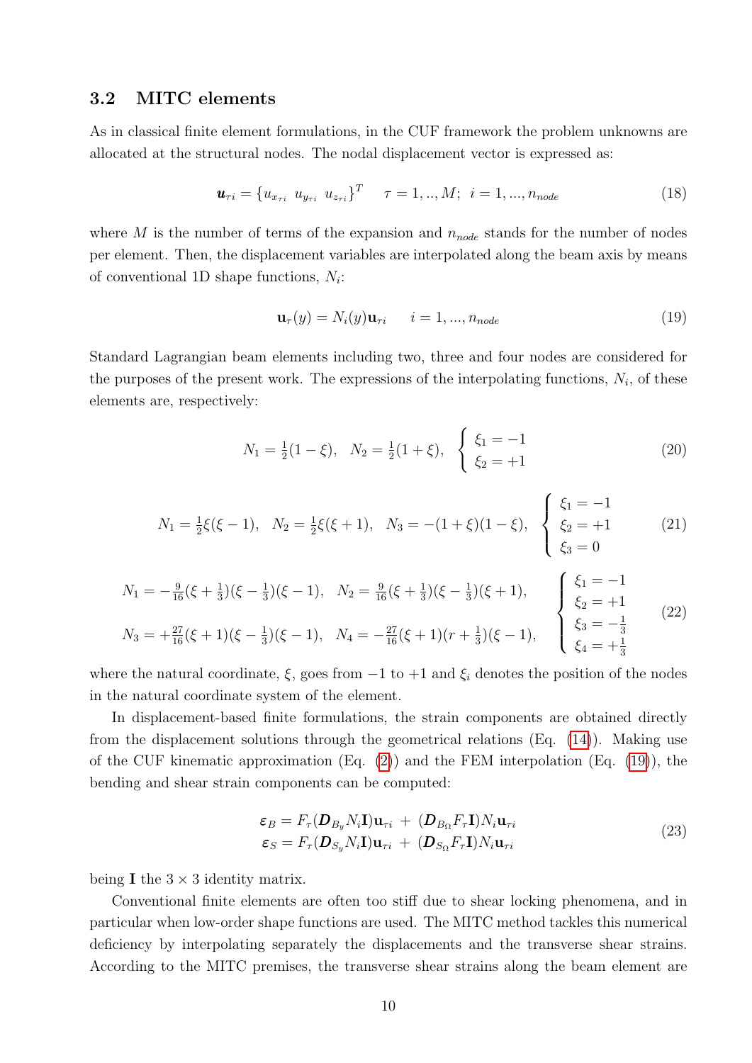### 3.2 MITC elements

As in classical finite element formulations, in the CUF framework the problem unknowns are allocated at the structural nodes. The nodal displacement vector is expressed as:

$$\boldsymbol{u}_{\tau i} = \{u_{x_{\tau i}} \;\; u_{y_{\tau i}} \;\; u_{z_{\tau i}}\}^T \quad \tau = 1, .., M; \;\; i = 1, ..., n_{node} \tag{18}$$

where $M$ is the number of terms of the expansion and $n_{node}$ stands for the number of nodes per element. Then, the displacement variables are interpolated along the beam axis by means of conventional 1D shape functions, $N_i$:

$$\mathbf{u}_\tau(y) = N_i(y)\mathbf{u}_{\tau i} \qquad i = 1, ..., n_{node} \tag{19}$$

Standard Lagrangian beam elements including two, three and four nodes are considered for the purposes of the present work. The expressions of the interpolating functions, $N_i$, of these elements are, respectively:

$$N_1 = \tfrac{1}{2}(1-\xi), \quad N_2 = \tfrac{1}{2}(1+\xi), \quad \begin{cases} \xi_1 = -1 \\ \xi_2 = +1 \end{cases} \tag{20}$$

$$N_1 = \tfrac{1}{2}\xi(\xi-1), \quad N_2 = \tfrac{1}{2}\xi(\xi+1), \quad N_3 = -(1+\xi)(1-\xi), \quad \begin{cases} \xi_1 = -1 \\ \xi_2 = +1 \\ \xi_3 = 0 \end{cases} \tag{21}$$

$$\begin{aligned} &N_1 = -\tfrac{9}{16}(\xi+\tfrac{1}{3})(\xi-\tfrac{1}{3})(\xi-1), \quad N_2 = \tfrac{9}{16}(\xi+\tfrac{1}{3})(\xi-\tfrac{1}{3})(\xi+1), \\ &N_3 = +\tfrac{27}{16}(\xi+1)(\xi-\tfrac{1}{3})(\xi-1), \quad N_4 = -\tfrac{27}{16}(\xi+1)(r+\tfrac{1}{3})(\xi-1), \end{aligned} \quad \begin{cases} \xi_1 = -1 \\ \xi_2 = +1 \\ \xi_3 = -\tfrac{1}{3} \\ \xi_4 = +\tfrac{1}{3} \end{cases} \tag{22}$$

where the natural coordinate, $\xi$, goes from $-1$ to $+1$ and $\xi_i$ denotes the position of the nodes in the natural coordinate system of the element.

In displacement-based finite formulations, the strain components are obtained directly from the displacement solutions through the geometrical relations (Eq. (14)). Making use of the CUF kinematic approximation (Eq. (2)) and the FEM interpolation (Eq. (19)), the bending and shear strain components can be computed:

$$\begin{aligned} \boldsymbol{\varepsilon}_B &= F_\tau(\boldsymbol{D}_{B_y} N_i \mathbf{I})\mathbf{u}_{\tau i} \; + \; (\boldsymbol{D}_{B_\Omega} F_\tau \mathbf{I}) N_i \mathbf{u}_{\tau i} \\ \boldsymbol{\varepsilon}_S &= F_\tau(\boldsymbol{D}_{S_y} N_i \mathbf{I})\mathbf{u}_{\tau i} \; + \; (\boldsymbol{D}_{S_\Omega} F_\tau \mathbf{I}) N_i \mathbf{u}_{\tau i} \end{aligned} \tag{23}$$

being $\mathbf{I}$ the $3 \times 3$ identity matrix.

Conventional finite elements are often too stiff due to shear locking phenomena, and in particular when low-order shape functions are used. The MITC method tackles this numerical deficiency by interpolating separately the displacements and the transverse shear strains. According to the MITC premises, the transverse shear strains along the beam element are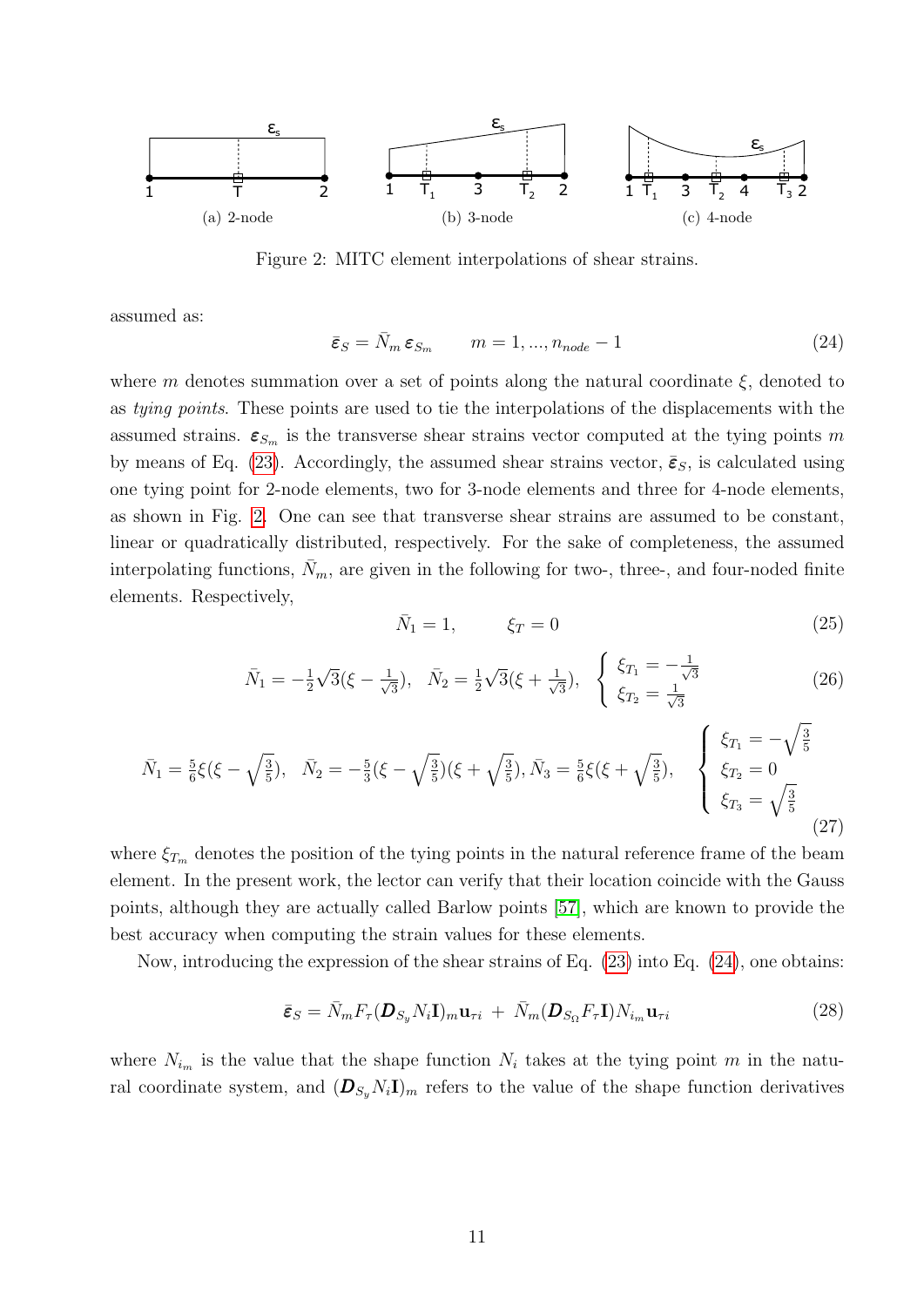Figure 2: MITC element interpolations of shear strains.

assumed as:

$$\bar{\boldsymbol{\varepsilon}}_S = \bar{N}_m \, \boldsymbol{\varepsilon}_{S_m} \qquad m = 1, ..., n_{node} - 1 \tag{24}$$

where $m$ denotes summation over a set of points along the natural coordinate $\xi$, denoted to as *tying points*. These points are used to tie the interpolations of the displacements with the assumed strains. $\boldsymbol{\varepsilon}_{S_m}$ is the transverse shear strains vector computed at the tying points $m$ by means of Eq. (23). Accordingly, the assumed shear strains vector, $\bar{\boldsymbol{\varepsilon}}_S$, is calculated using one tying point for 2-node elements, two for 3-node elements and three for 4-node elements, as shown in Fig. 2. One can see that transverse shear strains are assumed to be constant, linear or quadratically distributed, respectively. For the sake of completeness, the assumed interpolating functions, $\bar{N}_m$, are given in the following for two-, three-, and four-noded finite elements. Respectively,

$$\bar{N}_1 = 1, \qquad \xi_T = 0 \tag{25}$$

$$\bar{N}_1 = -\tfrac{1}{2}\sqrt{3}(\xi - \tfrac{1}{\sqrt{3}}), \quad \bar{N}_2 = \tfrac{1}{2}\sqrt{3}(\xi + \tfrac{1}{\sqrt{3}}), \quad \begin{cases} \xi_{T_1} = -\frac{1}{\sqrt{3}} \\ \xi_{T_2} = \frac{1}{\sqrt{3}} \end{cases} \tag{26}$$

$$\bar{N}_1 = \tfrac{5}{6}\xi(\xi - \sqrt{\tfrac{3}{5}}), \quad \bar{N}_2 = -\tfrac{5}{3}(\xi - \sqrt{\tfrac{3}{5}})(\xi + \sqrt{\tfrac{3}{5}}), \bar{N}_3 = \tfrac{5}{6}\xi(\xi + \sqrt{\tfrac{3}{5}}), \quad \begin{cases} \xi_{T_1} = -\sqrt{\frac{3}{5}} \\ \xi_{T_2} = 0 \\ \xi_{T_3} = \sqrt{\frac{3}{5}} \end{cases} \tag{27}$$

where $\xi_{T_m}$ denotes the position of the tying points in the natural reference frame of the beam element. In the present work, the lector can verify that their location coincide with the Gauss points, although they are actually called Barlow points [57], which are known to provide the best accuracy when computing the strain values for these elements.

Now, introducing the expression of the shear strains of Eq. (23) into Eq. (24), one obtains:

$$\bar{\boldsymbol{\varepsilon}}_S = \bar{N}_m F_\tau (\boldsymbol{D}_{S_y} N_i \mathbf{I})_m \mathbf{u}_{\tau i} \; + \; \bar{N}_m (\boldsymbol{D}_{S_\Omega} F_\tau \mathbf{I}) N_{i_m} \mathbf{u}_{\tau i} \tag{28}$$

where $N_{i_m}$ is the value that the shape function $N_i$ takes at the tying point $m$ in the natural coordinate system, and $(\boldsymbol{D}_{S_y} N_i \mathbf{I})_m$ refers to the value of the shape function derivatives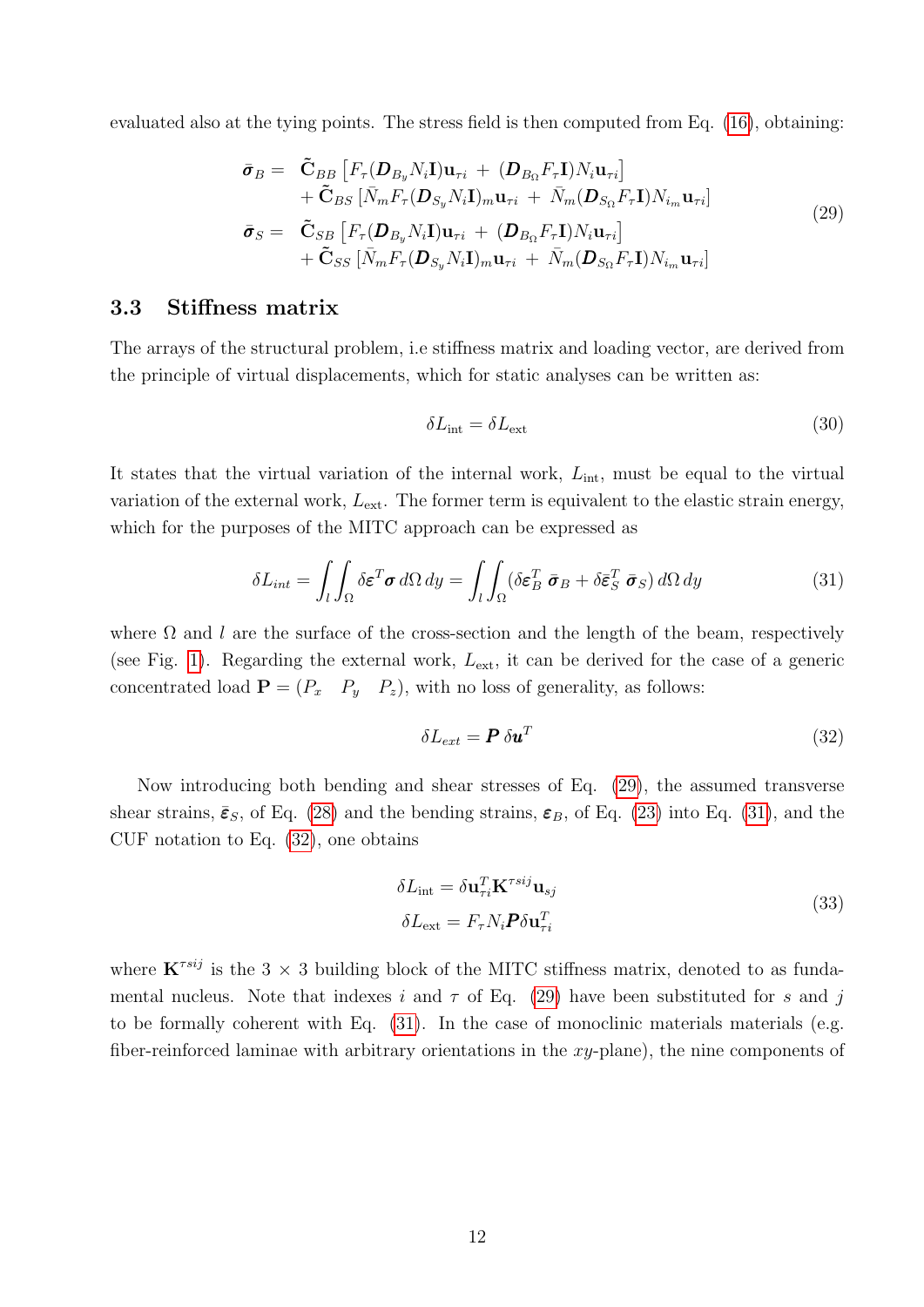evaluated also at the tying points. The stress field is then computed from Eq. (16), obtaining:

$$
\begin{aligned}
\bar{\boldsymbol{\sigma}}_B = \;& \tilde{\mathbf{C}}_{BB}\left[F_\tau(\boldsymbol{D}_{B_y}N_i\mathbf{I})\mathbf{u}_{\tau i} \;+\; (\boldsymbol{D}_{B_\Omega}F_\tau\mathbf{I})N_i\mathbf{u}_{\tau i}\right] \\
& + \tilde{\mathbf{C}}_{BS}\left[\bar{N}_m F_\tau(\boldsymbol{D}_{S_y}N_i\mathbf{I})_m\mathbf{u}_{\tau i} \;+\; \bar{N}_m(\boldsymbol{D}_{S_\Omega}F_\tau\mathbf{I})N_{i_m}\mathbf{u}_{\tau i}\right] \\
\bar{\boldsymbol{\sigma}}_S = \;& \tilde{\mathbf{C}}_{SB}\left[F_\tau(\boldsymbol{D}_{B_y}N_i\mathbf{I})\mathbf{u}_{\tau i} \;+\; (\boldsymbol{D}_{B_\Omega}F_\tau\mathbf{I})N_i\mathbf{u}_{\tau i}\right] \\
& + \tilde{\mathbf{C}}_{SS}\left[\bar{N}_m F_\tau(\boldsymbol{D}_{S_y}N_i\mathbf{I})_m\mathbf{u}_{\tau i} \;+\; \bar{N}_m(\boldsymbol{D}_{S_\Omega}F_\tau\mathbf{I})N_{i_m}\mathbf{u}_{\tau i}\right]
\end{aligned}
\tag{29}
$$

## 3.3 Stiffness matrix

The arrays of the structural problem, i.e stiffness matrix and loading vector, are derived from the principle of virtual displacements, which for static analyses can be written as:

$$
\delta L_{\text{int}} = \delta L_{\text{ext}} \tag{30}
$$

It states that the virtual variation of the internal work, $L_{\text{int}}$, must be equal to the virtual variation of the external work, $L_{\text{ext}}$. The former term is equivalent to the elastic strain energy, which for the purposes of the MITC approach can be expressed as

$$
\delta L_{int} = \int_l\int_\Omega \delta\boldsymbol{\varepsilon}^T\boldsymbol{\sigma}\, d\Omega\, dy = \int_l\int_\Omega (\delta\boldsymbol{\varepsilon}_B^T\;\bar{\boldsymbol{\sigma}}_B + \delta\bar{\boldsymbol{\varepsilon}}_S^T\;\bar{\boldsymbol{\sigma}}_S)\, d\Omega\, dy \tag{31}
$$

where $\Omega$ and $l$ are the surface of the cross-section and the length of the beam, respectively (see Fig. 1). Regarding the external work, $L_{\text{ext}}$, it can be derived for the case of a generic concentrated load $\mathbf{P} = (P_x \quad P_y \quad P_z)$, with no loss of generality, as follows:

$$
\delta L_{ext} = \boldsymbol{P}\,\delta\boldsymbol{u}^T \tag{32}
$$

Now introducing both bending and shear stresses of Eq. (29), the assumed transverse shear strains, $\bar{\boldsymbol{\varepsilon}}_S$, of Eq. (28) and the bending strains, $\boldsymbol{\varepsilon}_B$, of Eq. (23) into Eq. (31), and the CUF notation to Eq. (32), one obtains

$$
\begin{aligned}
\delta L_{\text{int}} &= \delta\mathbf{u}_{\tau i}^T\mathbf{K}^{\tau sij}\mathbf{u}_{sj} \\
\delta L_{\text{ext}} &= F_\tau N_i\boldsymbol{P}\delta\mathbf{u}_{\tau i}^T
\end{aligned}
\tag{33}
$$

where $\mathbf{K}^{\tau sij}$ is the $3\times 3$ building block of the MITC stiffness matrix, denoted to as fundamental nucleus. Note that indexes $i$ and $\tau$ of Eq. (29) have been substituted for $s$ and $j$ to be formally coherent with Eq. (31). In the case of monoclinic materials materials (e.g. fiber-reinforced laminae with arbitrary orientations in the $xy$-plane), the nine components of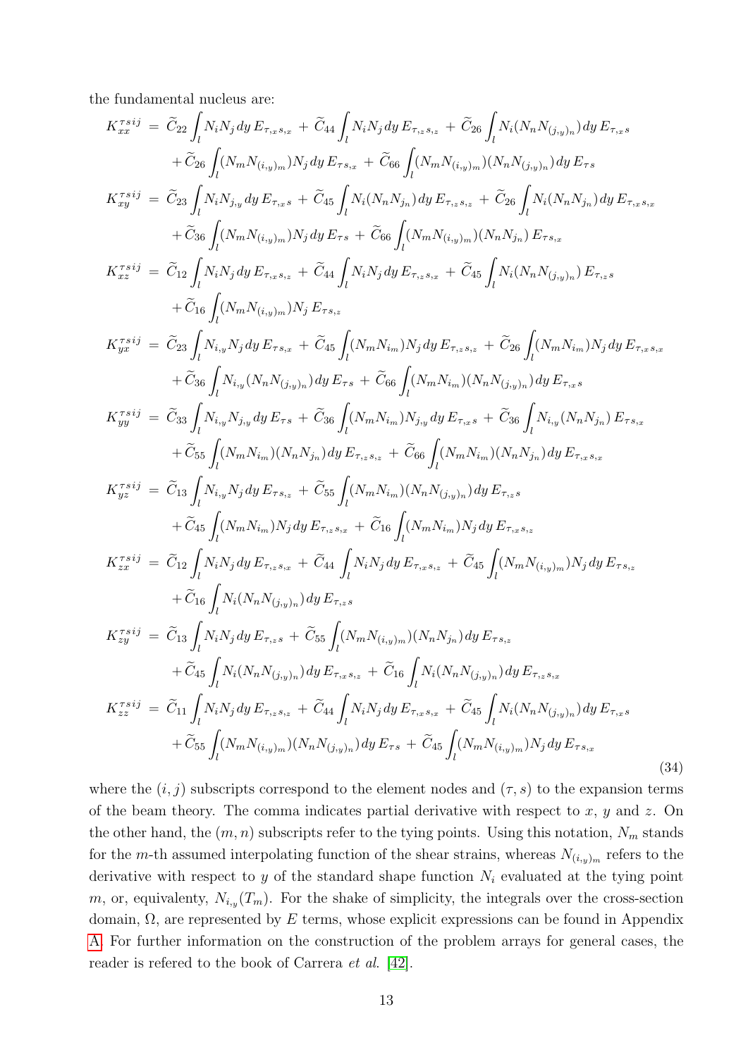the fundamental nucleus are:

$$
\begin{aligned}
K_{xx}^{\tau s i j} \;=\; & \widetilde{C}_{22}\int_l N_i N_j \, dy \, E_{\tau_{,x} s_{,x}} \;+\; \widetilde{C}_{44}\int_l N_i N_j \, dy \, E_{\tau_{,z} s_{,z}} \;+\; \widetilde{C}_{26}\int_l N_i (N_n N_{(j_{,y})_n}) \, dy \, E_{\tau_{,x} s} \\
& + \widetilde{C}_{26}\int_l (N_m N_{(i_{,y})_m}) N_j \, dy \, E_{\tau s_{,x}} \;+\; \widetilde{C}_{66}\int_l (N_m N_{(i_{,y})_m})(N_n N_{(j_{,y})_n}) \, dy \, E_{\tau s} \\
K_{xy}^{\tau s i j} \;=\; & \widetilde{C}_{23}\int_l N_i N_{j_{,y}} \, dy \, E_{\tau_{,x} s} \;+\; \widetilde{C}_{45}\int_l N_i (N_n N_{j_n}) \, dy \, E_{\tau_{,z} s_{,z}} \;+\; \widetilde{C}_{26}\int_l N_i (N_n N_{j_n}) \, dy \, E_{\tau_{,x} s_{,x}} \\
& + \widetilde{C}_{36}\int_l (N_m N_{(i_{,y})_m}) N_j \, dy \, E_{\tau s} \;+\; \widetilde{C}_{66}\int_l (N_m N_{(i_{,y})_m})(N_n N_{j_n}) \, E_{\tau s_{,x}} \\
K_{xz}^{\tau s i j} \;=\; & \widetilde{C}_{12}\int_l N_i N_j \, dy \, E_{\tau_{,x} s_{,z}} \;+\; \widetilde{C}_{44}\int_l N_i N_j \, dy \, E_{\tau_{,z} s_{,x}} \;+\; \widetilde{C}_{45}\int_l N_i (N_n N_{(j_{,y})_n}) \, E_{\tau_{,z} s} \\
& + \widetilde{C}_{16}\int_l (N_m N_{(i_{,y})_m}) N_j \, E_{\tau s_{,z}} \\
K_{yx}^{\tau s i j} \;=\; & \widetilde{C}_{23}\int_l N_{i_{,y}} N_j \, dy \, E_{\tau s_{,x}} \;+\; \widetilde{C}_{45}\int_l (N_m N_{i_m}) N_j \, dy \, E_{\tau_{,z} s_{,z}} \;+\; \widetilde{C}_{26}\int_l (N_m N_{i_m}) N_j \, dy \, E_{\tau_{,x} s_{,x}} \\
& + \widetilde{C}_{36}\int_l N_{i_{,y}} (N_n N_{(j_{,y})_n}) \, dy \, E_{\tau s} \;+\; \widetilde{C}_{66}\int_l (N_m N_{i_m})(N_n N_{(j_{,y})_n}) \, dy \, E_{\tau_{,x} s} \\
K_{yy}^{\tau s i j} \;=\; & \widetilde{C}_{33}\int_l N_{i_{,y}} N_{j_{,y}} \, dy \, E_{\tau s} \;+\; \widetilde{C}_{36}\int_l (N_m N_{i_m}) N_{j_{,y}} \, dy \, E_{\tau_{,x} s} \;+\; \widetilde{C}_{36}\int_l N_{i_{,y}} (N_n N_{j_n}) \, E_{\tau s_{,x}} \\
& + \widetilde{C}_{55}\int_l (N_m N_{i_m})(N_n N_{j_n}) \, dy \, E_{\tau_{,z} s_{,z}} \;+\; \widetilde{C}_{66}\int_l (N_m N_{i_m})(N_n N_{j_n}) \, dy \, E_{\tau_{,x} s_{,x}} \\
K_{yz}^{\tau s i j} \;=\; & \widetilde{C}_{13}\int_l N_{i_{,y}} N_j \, dy \, E_{\tau s_{,z}} \;+\; \widetilde{C}_{55}\int_l (N_m N_{i_m})(N_n N_{(j_{,y})_n}) \, dy \, E_{\tau_{,z} s} \\
& + \widetilde{C}_{45}\int_l (N_m N_{i_m}) N_j \, dy \, E_{\tau_{,z} s_{,x}} \;+\; \widetilde{C}_{16}\int_l (N_m N_{i_m}) N_j \, dy \, E_{\tau_{,x} s_{,z}} \\
K_{zx}^{\tau s i j} \;=\; & \widetilde{C}_{12}\int_l N_i N_j \, dy \, E_{\tau_{,z} s_{,x}} \;+\; \widetilde{C}_{44}\int_l N_i N_j \, dy \, E_{\tau_{,x} s_{,z}} \;+\; \widetilde{C}_{45}\int_l (N_m N_{(i_{,y})_m}) N_j \, dy \, E_{\tau s_{,z}} \\
& + \widetilde{C}_{16}\int_l N_i (N_n N_{(j_{,y})_n}) \, dy \, E_{\tau_{,z} s} \\
K_{zy}^{\tau s i j} \;=\; & \widetilde{C}_{13}\int_l N_i N_j \, dy \, E_{\tau_{,z} s} \;+\; \widetilde{C}_{55}\int_l (N_m N_{(i_{,y})m})(N_n N_{j_n}) \, dy \, E_{\tau s_{,z}} \\
& + \widetilde{C}_{45}\int_l N_i (N_n N_{(j_{,y})_n}) \, dy \, E_{\tau_{,x} s_{,z}} \;+\; \widetilde{C}_{16}\int_l N_i (N_n N_{(j_{,y})_n}) \, dy \, E_{\tau_{,z} s_{,x}} \\
K_{zz}^{\tau s i j} \;=\; & \widetilde{C}_{11}\int_l N_i N_j \, dy \, E_{\tau_{,z} s_{,z}} \;+\; \widetilde{C}_{44}\int_l N_i N_j \, dy \, E_{\tau_{,x} s_{,x}} \;+\; \widetilde{C}_{45}\int_l N_i (N_n N_{(j_{,y})_n}) \, dy \, E_{\tau_{,x} s} \\
& + \widetilde{C}_{55}\int_l (N_m N_{(i_{,y})_m})(N_n N_{(j_{,y})_n}) \, dy \, E_{\tau s} \;+\; \widetilde{C}_{45}\int_l (N_m N_{(i_{,y})_m}) N_j \, dy \, E_{\tau s_{,x}}
\end{aligned}
\tag{34}
$$

where the $(i, j)$ subscripts correspond to the element nodes and $(\tau, s)$ to the expansion terms of the beam theory. The comma indicates partial derivative with respect to $x$, $y$ and $z$. On the other hand, the $(m, n)$ subscripts refer to the tying points. Using this notation, $N_m$ stands for the $m$-th assumed interpolating function of the shear strains, whereas $N_{(i_{,y})_m}$ refers to the derivative with respect to $y$ of the standard shape function $N_i$ evaluated at the tying point $m$, or, equivalenty, $N_{i_{,y}}(T_m)$. For the shake of simplicity, the integrals over the cross-section domain, $\Omega$, are represented by $E$ terms, whose explicit expressions can be found in Appendix A. For further information on the construction of the problem arrays for general cases, the reader is refered to the book of Carrera *et al.* [42].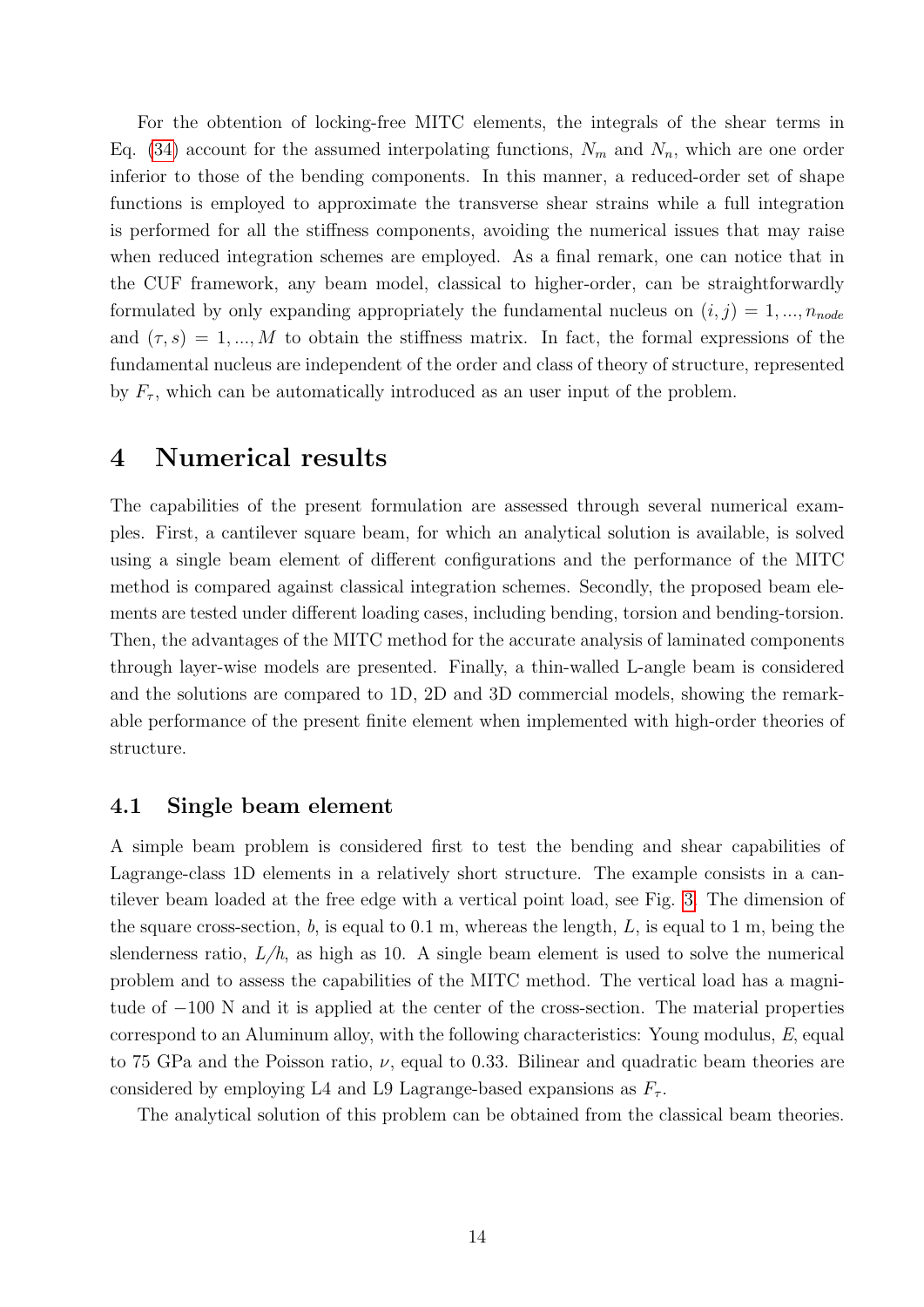For the obtention of locking-free MITC elements, the integrals of the shear terms in Eq. (34) account for the assumed interpolating functions, $N_m$ and $N_n$, which are one order inferior to those of the bending components. In this manner, a reduced-order set of shape functions is employed to approximate the transverse shear strains while a full integration is performed for all the stiffness components, avoiding the numerical issues that may raise when reduced integration schemes are employed. As a final remark, one can notice that in the CUF framework, any beam model, classical to higher-order, can be straightforwardly formulated by only expanding appropriately the fundamental nucleus on $(i, j) = 1, ..., n_{node}$ and $(\tau, s) = 1, ..., M$ to obtain the stiffness matrix. In fact, the formal expressions of the fundamental nucleus are independent of the order and class of theory of structure, represented by $F_\tau$, which can be automatically introduced as an user input of the problem.

# 4 Numerical results

The capabilities of the present formulation are assessed through several numerical examples. First, a cantilever square beam, for which an analytical solution is available, is solved using a single beam element of different configurations and the performance of the MITC method is compared against classical integration schemes. Secondly, the proposed beam elements are tested under different loading cases, including bending, torsion and bending-torsion. Then, the advantages of the MITC method for the accurate analysis of laminated components through layer-wise models are presented. Finally, a thin-walled L-angle beam is considered and the solutions are compared to 1D, 2D and 3D commercial models, showing the remarkable performance of the present finite element when implemented with high-order theories of structure.

## 4.1 Single beam element

A simple beam problem is considered first to test the bending and shear capabilities of Lagrange-class 1D elements in a relatively short structure. The example consists in a cantilever beam loaded at the free edge with a vertical point load, see Fig. 3. The dimension of the square cross-section, $b$, is equal to 0.1 m, whereas the length, $L$, is equal to 1 m, being the slenderness ratio, $L/h$, as high as 10. A single beam element is used to solve the numerical problem and to assess the capabilities of the MITC method. The vertical load has a magnitude of $-100$ N and it is applied at the center of the cross-section. The material properties correspond to an Aluminum alloy, with the following characteristics: Young modulus, $E$, equal to 75 GPa and the Poisson ratio, $\nu$, equal to 0.33. Bilinear and quadratic beam theories are considered by employing L4 and L9 Lagrange-based expansions as $F_\tau$.

The analytical solution of this problem can be obtained from the classical beam theories.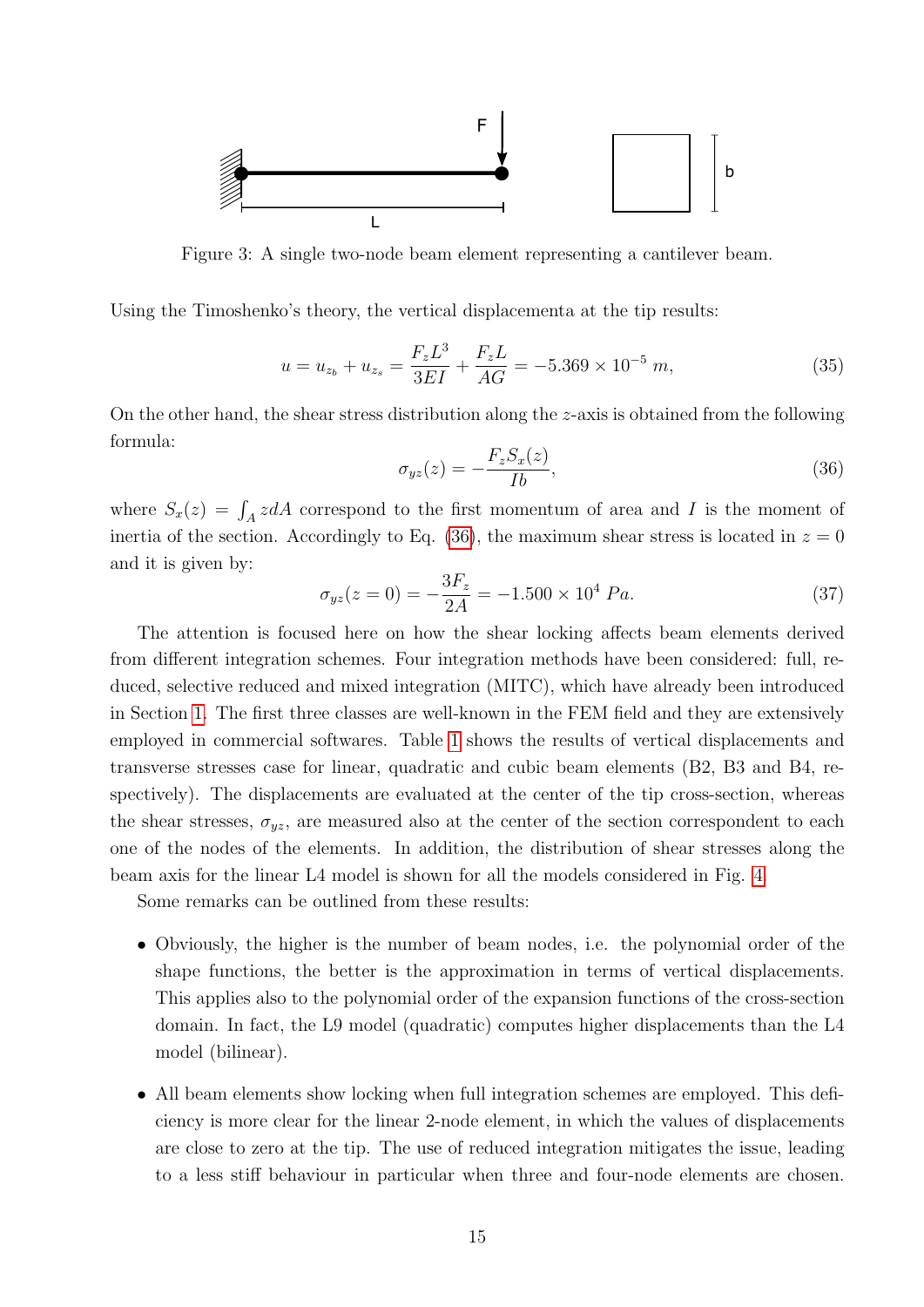Figure 3: A single two-node beam element representing a cantilever beam.

Using the Timoshenko's theory, the vertical displacementa at the tip results:

$$u = u_{z_b} + u_{z_s} = \frac{F_z L^3}{3EI} + \frac{F_z L}{AG} = -5.369 \times 10^{-5} \; m, \tag{35}$$

On the other hand, the shear stress distribution along the $z$-axis is obtained from the following formula:

$$\sigma_{yz}(z) = -\frac{F_z S_x(z)}{Ib}, \tag{36}$$

where $S_x(z) = \int_A z dA$ correspond to the first momentum of area and $I$ is the moment of inertia of the section. Accordingly to Eq. (36), the maximum shear stress is located in $z = 0$ and it is given by:

$$\sigma_{yz}(z = 0) = -\frac{3F_z}{2A} = -1.500 \times 10^4 \; Pa. \tag{37}$$

The attention is focused here on how the shear locking affects beam elements derived from different integration schemes. Four integration methods have been considered: full, reduced, selective reduced and mixed integration (MITC), which have already been introduced in Section 1. The first three classes are well-known in the FEM field and they are extensively employed in commercial softwares. Table 1 shows the results of vertical displacements and transverse stresses case for linear, quadratic and cubic beam elements (B2, B3 and B4, respectively). The displacements are evaluated at the center of the tip cross-section, whereas the shear stresses, $\sigma_{yz}$, are measured also at the center of the section correspondent to each one of the nodes of the elements. In addition, the distribution of shear stresses along the beam axis for the linear L4 model is shown for all the models considered in Fig. 4.

Some remarks can be outlined from these results:

- Obviously, the higher is the number of beam nodes, i.e. the polynomial order of the shape functions, the better is the approximation in terms of vertical displacements. This applies also to the polynomial order of the expansion functions of the cross-section domain. In fact, the L9 model (quadratic) computes higher displacements than the L4 model (bilinear).
- All beam elements show locking when full integration schemes are employed. This deficiency is more clear for the linear 2-node element, in which the values of displacements are close to zero at the tip. The use of reduced integration mitigates the issue, leading to a less stiff behaviour in particular when three and four-node elements are chosen.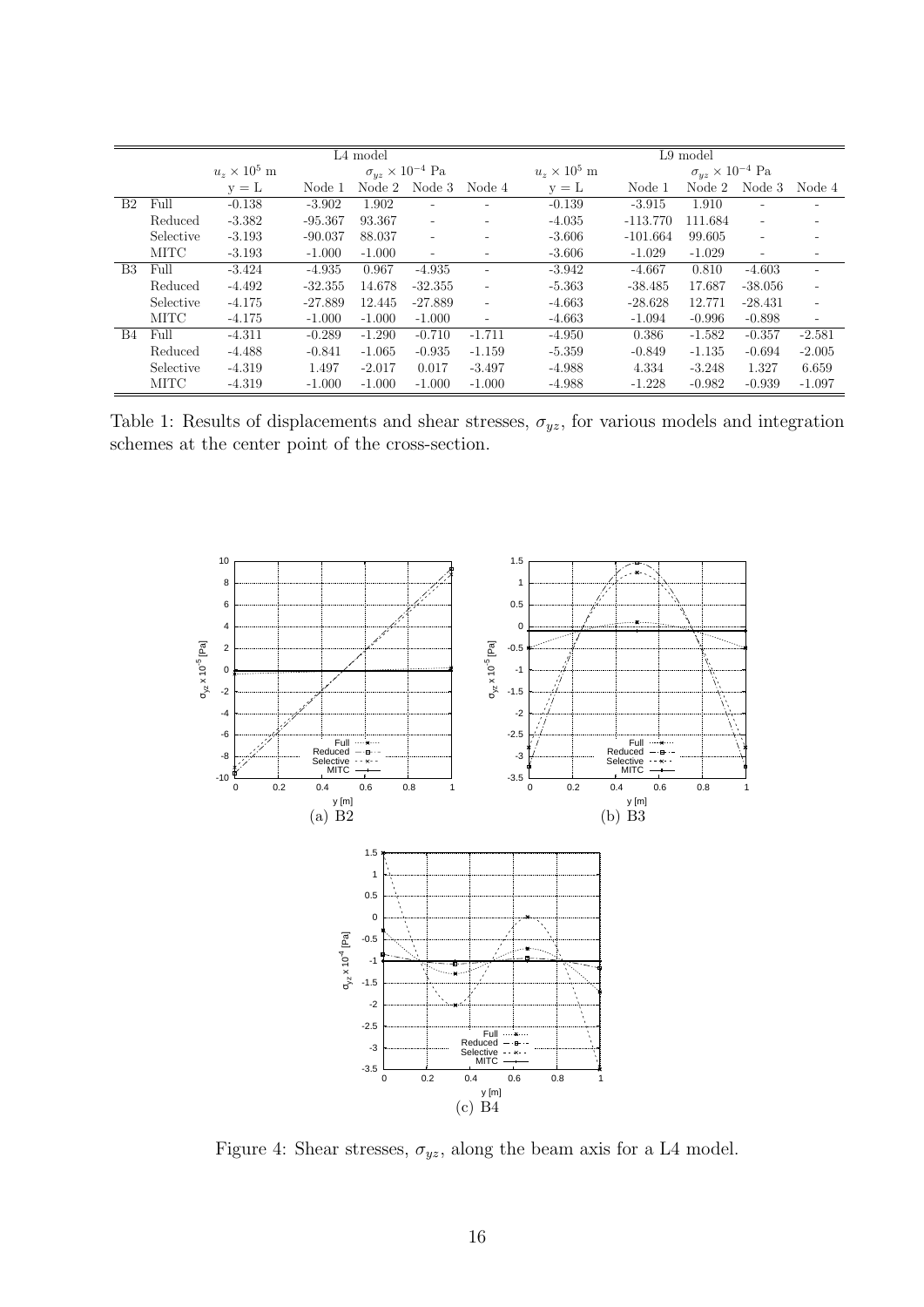| | | L4 model | | | | | L9 model | | | | |
|---|---|---|---|---|---|---|---|---|---|---|---|
| | | $u_z \times 10^5$ m | $\sigma_{yz} \times 10^{-4}$ Pa | | | | $u_z \times 10^5$ m | $\sigma_{yz} \times 10^{-4}$ Pa | | | |
| | | y = L | Node 1 | Node 2 | Node 3 | Node 4 | y = L | Node 1 | Node 2 | Node 3 | Node 4 |
| B2 | Full | -0.138 | -3.902 | 1.902 | - | - | -0.139 | -3.915 | 1.910 | - | - |
| | Reduced | -3.382 | -95.367 | 93.367 | - | - | -4.035 | -113.770 | 111.684 | - | - |
| | Selective | -3.193 | -90.037 | 88.037 | - | - | -3.606 | -101.664 | 99.605 | - | - |
| | MITC | -3.193 | -1.000 | -1.000 | - | - | -3.606 | -1.029 | -1.029 | - | - |
| B3 | Full | -3.424 | -4.935 | 0.967 | -4.935 | - | -3.942 | -4.667 | 0.810 | -4.603 | - |
| | Reduced | -4.492 | -32.355 | 14.678 | -32.355 | - | -5.363 | -38.485 | 17.687 | -38.056 | - |
| | Selective | -4.175 | -27.889 | 12.445 | -27.889 | - | -4.663 | -28.628 | 12.771 | -28.431 | - |
| | MITC | -4.175 | -1.000 | -1.000 | -1.000 | - | -4.663 | -1.094 | -0.996 | -0.898 | - |
| B4 | Full | -4.311 | -0.289 | -1.290 | -0.710 | -1.711 | -4.950 | 0.386 | -1.582 | -0.357 | -2.581 |
| | Reduced | -4.488 | -0.841 | -1.065 | -0.935 | -1.159 | -5.359 | -0.849 | -1.135 | -0.694 | -2.005 |
| | Selective | -4.319 | 1.497 | -2.017 | 0.017 | -3.497 | -4.988 | 4.334 | -3.248 | 1.327 | 6.659 |
| | MITC | -4.319 | -1.000 | -1.000 | -1.000 | -1.000 | -4.988 | -1.228 | -0.982 | -0.939 | -1.097 |

Table 1: Results of displacements and shear stresses, $\sigma_{yz}$, for various models and integration schemes at the center point of the cross-section.

(a) B2

(b) B3

(c) B4

Figure 4: Shear stresses, $\sigma_{yz}$, along the beam axis for a L4 model.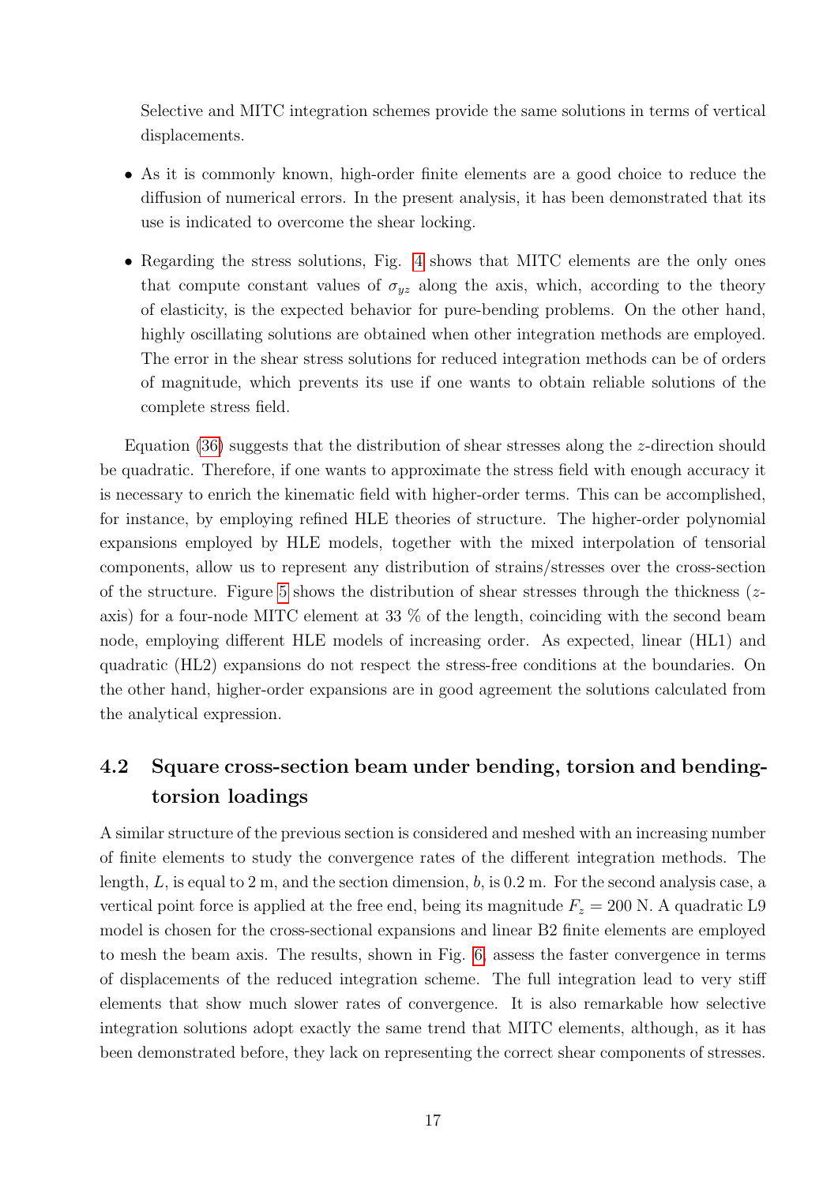Selective and MITC integration schemes provide the same solutions in terms of vertical displacements.

- As it is commonly known, high-order finite elements are a good choice to reduce the diffusion of numerical errors. In the present analysis, it has been demonstrated that its use is indicated to overcome the shear locking.
- Regarding the stress solutions, Fig. 4 shows that MITC elements are the only ones that compute constant values of $\sigma_{yz}$ along the axis, which, according to the theory of elasticity, is the expected behavior for pure-bending problems. On the other hand, highly oscillating solutions are obtained when other integration methods are employed. The error in the shear stress solutions for reduced integration methods can be of orders of magnitude, which prevents its use if one wants to obtain reliable solutions of the complete stress field.

Equation (36) suggests that the distribution of shear stresses along the $z$-direction should be quadratic. Therefore, if one wants to approximate the stress field with enough accuracy it is necessary to enrich the kinematic field with higher-order terms. This can be accomplished, for instance, by employing refined HLE theories of structure. The higher-order polynomial expansions employed by HLE models, together with the mixed interpolation of tensorial components, allow us to represent any distribution of strains/stresses over the cross-section of the structure. Figure 5 shows the distribution of shear stresses through the thickness ($z$-axis) for a four-node MITC element at 33 % of the length, coinciding with the second beam node, employing different HLE models of increasing order. As expected, linear (HL1) and quadratic (HL2) expansions do not respect the stress-free conditions at the boundaries. On the other hand, higher-order expansions are in good agreement the solutions calculated from the analytical expression.

## 4.2 Square cross-section beam under bending, torsion and bending-torsion loadings

A similar structure of the previous section is considered and meshed with an increasing number of finite elements to study the convergence rates of the different integration methods. The length, $L$, is equal to 2 m, and the section dimension, $b$, is 0.2 m. For the second analysis case, a vertical point force is applied at the free end, being its magnitude $F_z = 200$ N. A quadratic L9 model is chosen for the cross-sectional expansions and linear B2 finite elements are employed to mesh the beam axis. The results, shown in Fig. 6, assess the faster convergence in terms of displacements of the reduced integration scheme. The full integration lead to very stiff elements that show much slower rates of convergence. It is also remarkable how selective integration solutions adopt exactly the same trend that MITC elements, although, as it has been demonstrated before, they lack on representing the correct shear components of stresses.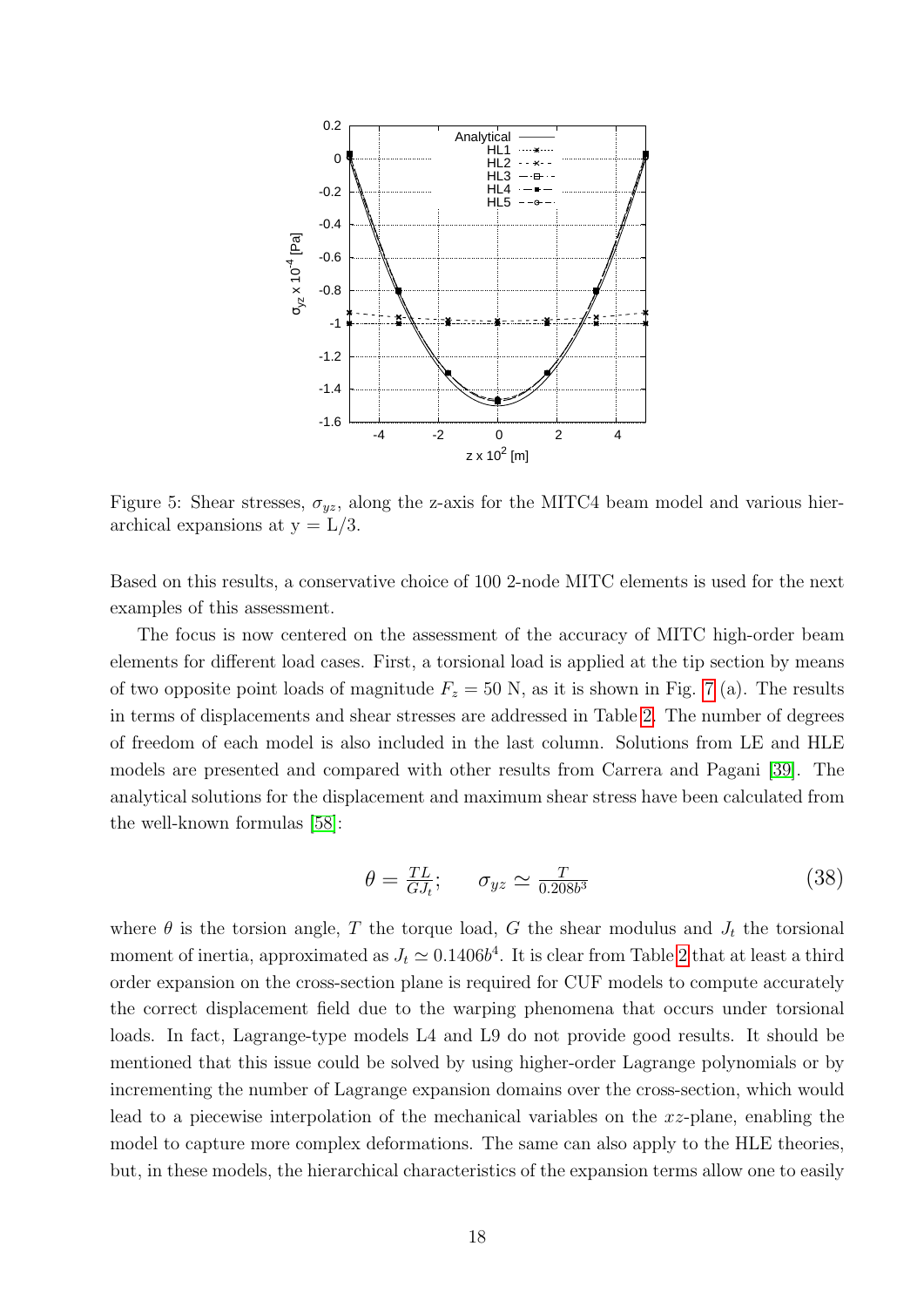Figure 5: Shear stresses, $\sigma_{yz}$, along the z-axis for the MITC4 beam model and various hierarchical expansions at y = L/3.

Based on this results, a conservative choice of 100 2-node MITC elements is used for the next examples of this assessment.

The focus is now centered on the assessment of the accuracy of MITC high-order beam elements for different load cases. First, a torsional load is applied at the tip section by means of two opposite point loads of magnitude $F_z = 50$ N, as it is shown in Fig. 7 (a). The results in terms of displacements and shear stresses are addressed in Table 2. The number of degrees of freedom of each model is also included in the last column. Solutions from LE and HLE models are presented and compared with other results from Carrera and Pagani [39]. The analytical solutions for the displacement and maximum shear stress have been calculated from the well-known formulas [58]:

$$\theta = \frac{TL}{GJ_t}; \qquad \sigma_{yz} \simeq \frac{T}{0.208b^3} \tag{38}$$

where $\theta$ is the torsion angle, $T$ the torque load, $G$ the shear modulus and $J_t$ the torsional moment of inertia, approximated as $J_t \simeq 0.1406b^4$. It is clear from Table 2 that at least a third order expansion on the cross-section plane is required for CUF models to compute accurately the correct displacement field due to the warping phenomena that occurs under torsional loads. In fact, Lagrange-type models L4 and L9 do not provide good results. It should be mentioned that this issue could be solved by using higher-order Lagrange polynomials or by incrementing the number of Lagrange expansion domains over the cross-section, which would lead to a piecewise interpolation of the mechanical variables on the $xz$-plane, enabling the model to capture more complex deformations. The same can also apply to the HLE theories, but, in these models, the hierarchical characteristics of the expansion terms allow one to easily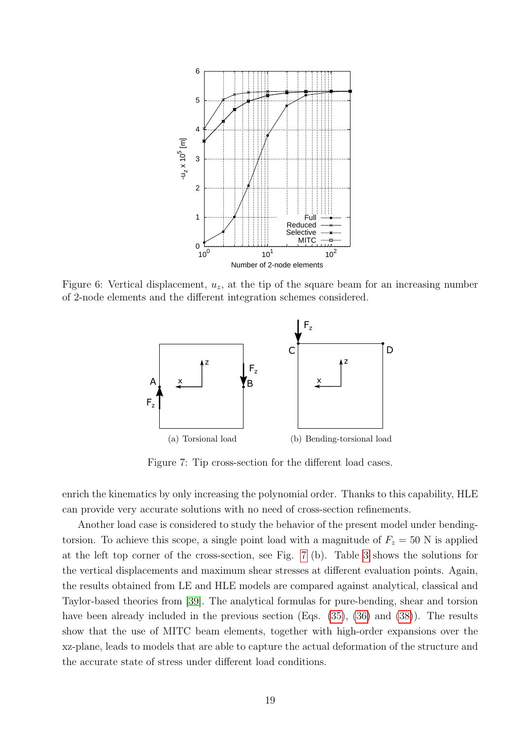Figure 6: Vertical displacement, $u_z$, at the tip of the square beam for an increasing number of 2-node elements and the different integration schemes considered.

(a) Torsional load

(b) Bending-torsional load

Figure 7: Tip cross-section for the different load cases.

enrich the kinematics by only increasing the polynomial order. Thanks to this capability, HLE can provide very accurate solutions with no need of cross-section refinements.

Another load case is considered to study the behavior of the present model under bending-torsion. To achieve this scope, a single point load with a magnitude of $F_z = 50$ N is applied at the left top corner of the cross-section, see Fig. 7 (b). Table 3 shows the solutions for the vertical displacements and maximum shear stresses at different evaluation points. Again, the results obtained from LE and HLE models are compared against analytical, classical and Taylor-based theories from [39]. The analytical formulas for pure-bending, shear and torsion have been already included in the previous section (Eqs. (35), (36) and (38)). The results show that the use of MITC beam elements, together with high-order expansions over the xz-plane, leads to models that are able to capture the actual deformation of the structure and the accurate state of stress under different load conditions.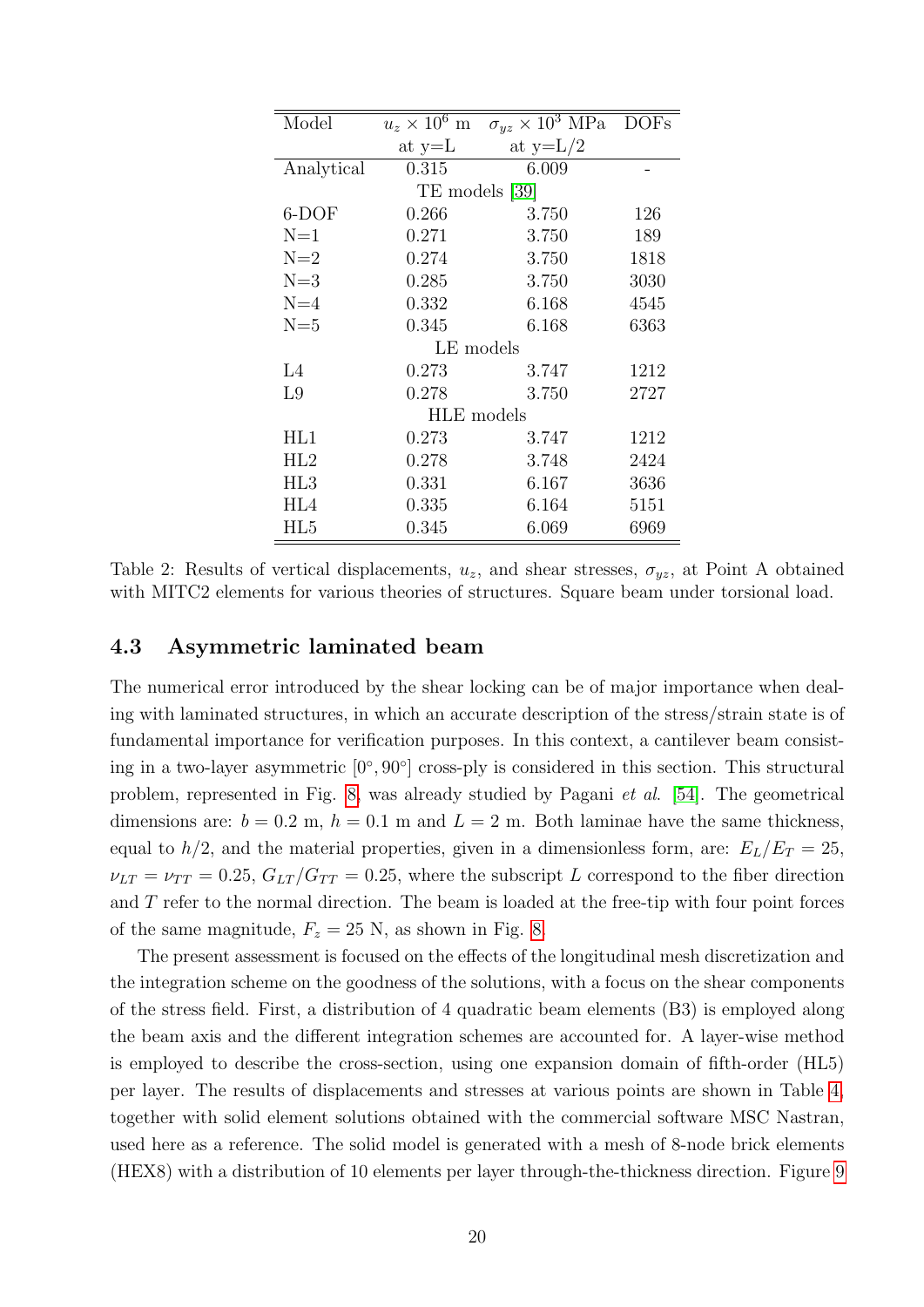| Model | $u_z \times 10^6$ m | $\sigma_{yz} \times 10^3$ MPa | DOFs |
|---|---|---|---|
| | at y=L | at y=L/2 | |
| Analytical | 0.315 | 6.009 | - |
| TE models [39] | | | |
| 6-DOF | 0.266 | 3.750 | 126 |
| N=1 | 0.271 | 3.750 | 189 |
| N=2 | 0.274 | 3.750 | 1818 |
| N=3 | 0.285 | 3.750 | 3030 |
| N=4 | 0.332 | 6.168 | 4545 |
| N=5 | 0.345 | 6.168 | 6363 |
| LE models | | | |
| L4 | 0.273 | 3.747 | 1212 |
| L9 | 0.278 | 3.750 | 2727 |
| HLE models | | | |
| HL1 | 0.273 | 3.747 | 1212 |
| HL2 | 0.278 | 3.748 | 2424 |
| HL3 | 0.331 | 6.167 | 3636 |
| HL4 | 0.335 | 6.164 | 5151 |
| HL5 | 0.345 | 6.069 | 6969 |

Table 2: Results of vertical displacements, $u_z$, and shear stresses, $\sigma_{yz}$, at Point A obtained with MITC2 elements for various theories of structures. Square beam under torsional load.

### 4.3 Asymmetric laminated beam

The numerical error introduced by the shear locking can be of major importance when dealing with laminated structures, in which an accurate description of the stress/strain state is of fundamental importance for verification purposes. In this context, a cantilever beam consisting in a two-layer asymmetric $[0°, 90°]$ cross-ply is considered in this section. This structural problem, represented in Fig. 8, was already studied by Pagani *et al.* [54]. The geometrical dimensions are: $b = 0.2$ m, $h = 0.1$ m and $L = 2$ m. Both laminae have the same thickness, equal to $h/2$, and the material properties, given in a dimensionless form, are: $E_L/E_T = 25$, $\nu_{LT} = \nu_{TT} = 0.25$, $G_{LT}/G_{TT} = 0.25$, where the subscript $L$ correspond to the fiber direction and $T$ refer to the normal direction. The beam is loaded at the free-tip with four point forces of the same magnitude, $F_z = 25$ N, as shown in Fig. 8.

The present assessment is focused on the effects of the longitudinal mesh discretization and the integration scheme on the goodness of the solutions, with a focus on the shear components of the stress field. First, a distribution of 4 quadratic beam elements (B3) is employed along the beam axis and the different integration schemes are accounted for. A layer-wise method is employed to describe the cross-section, using one expansion domain of fifth-order (HL5) per layer. The results of displacements and stresses at various points are shown in Table 4, together with solid element solutions obtained with the commercial software MSC Nastran, used here as a reference. The solid model is generated with a mesh of 8-node brick elements (HEX8) with a distribution of 10 elements per layer through-the-thickness direction. Figure 9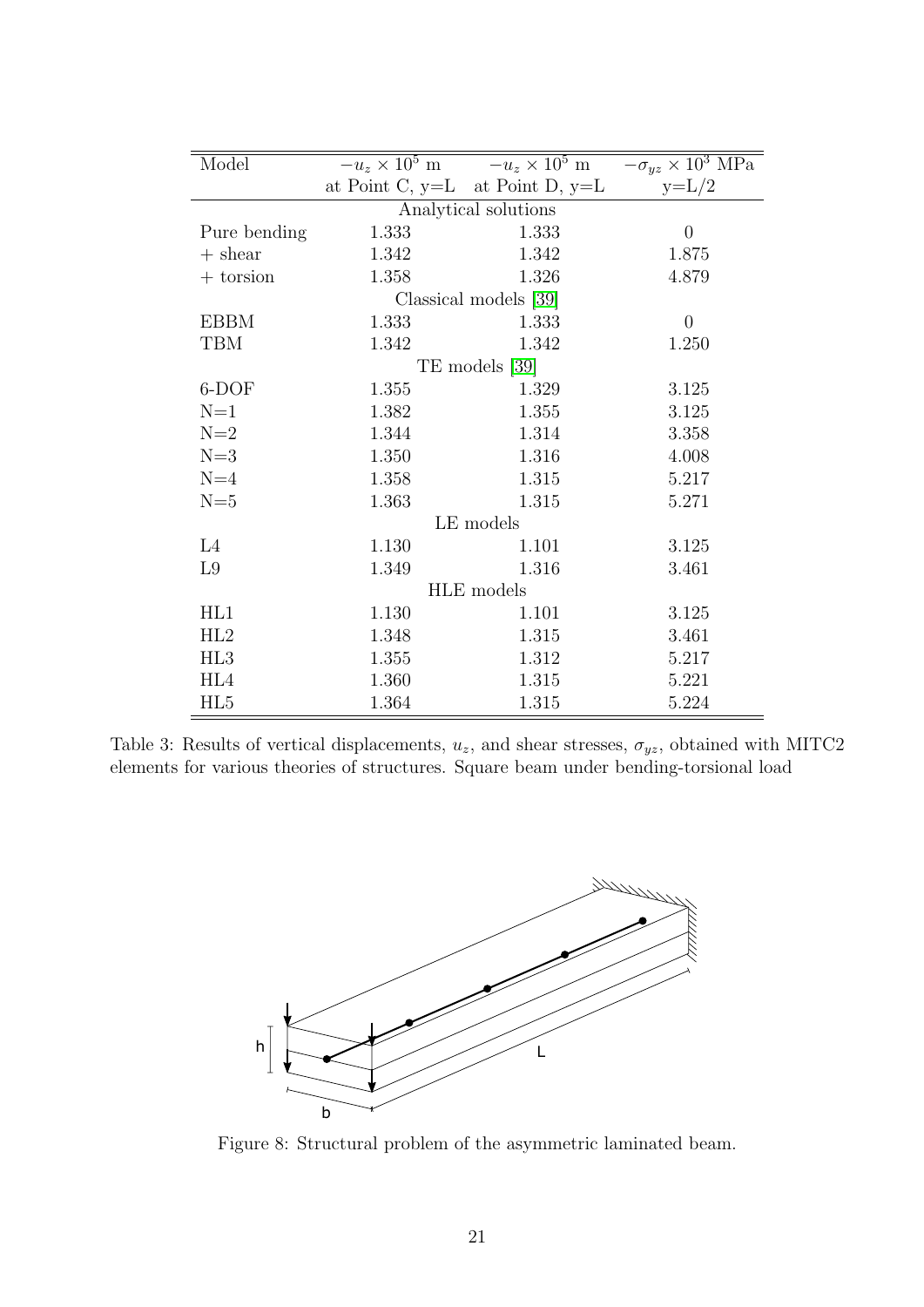| Model | $-u_z \times 10^5$ m at Point C, y=L | $-u_z \times 10^5$ m at Point D, y=L | $-\sigma_{yz} \times 10^3$ MPa y=L/2 |
|---|---|---|---|
| Analytical solutions | | | |
| Pure bending | 1.333 | 1.333 | 0 |
| + shear | 1.342 | 1.342 | 1.875 |
| + torsion | 1.358 | 1.326 | 4.879 |
| Classical models [39] | | | |
| EBBM | 1.333 | 1.333 | 0 |
| TBM | 1.342 | 1.342 | 1.250 |
| TE models [39] | | | |
| 6-DOF | 1.355 | 1.329 | 3.125 |
| N=1 | 1.382 | 1.355 | 3.125 |
| N=2 | 1.344 | 1.314 | 3.358 |
| N=3 | 1.350 | 1.316 | 4.008 |
| N=4 | 1.358 | 1.315 | 5.217 |
| N=5 | 1.363 | 1.315 | 5.271 |
| LE models | | | |
| L4 | 1.130 | 1.101 | 3.125 |
| L9 | 1.349 | 1.316 | 3.461 |
| HLE models | | | |
| HL1 | 1.130 | 1.101 | 3.125 |
| HL2 | 1.348 | 1.315 | 3.461 |
| HL3 | 1.355 | 1.312 | 5.217 |
| HL4 | 1.360 | 1.315 | 5.221 |
| HL5 | 1.364 | 1.315 | 5.224 |

Table 3: Results of vertical displacements, $u_z$, and shear stresses, $\sigma_{yz}$, obtained with MITC2 elements for various theories of structures. Square beam under bending-torsional load

Figure 8: Structural problem of the asymmetric laminated beam.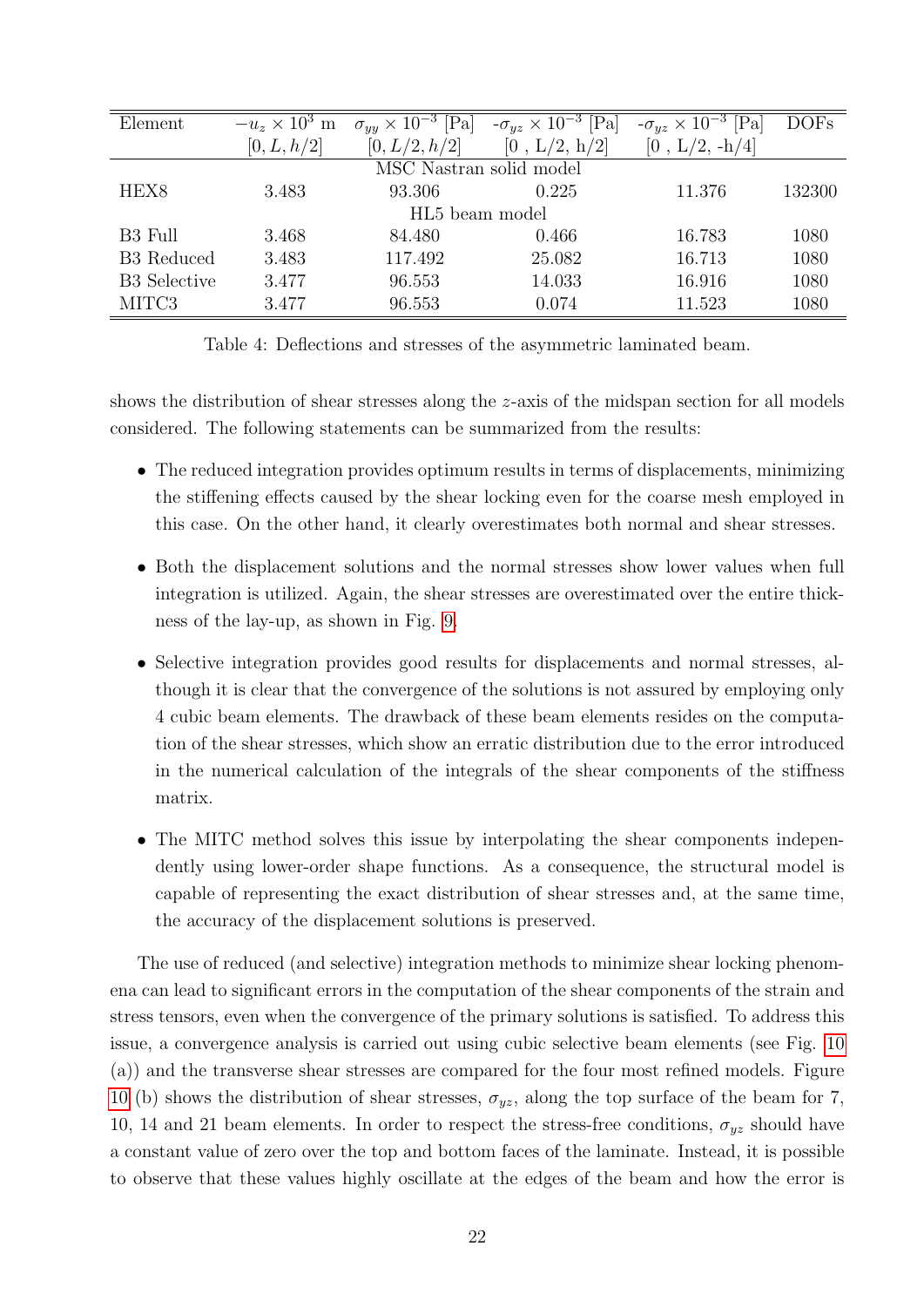| Element | $-u_z \times 10^3$ m | $\sigma_{yy} \times 10^{-3}$ [Pa] | -$\sigma_{yz} \times 10^{-3}$ [Pa] | -$\sigma_{yz} \times 10^{-3}$ [Pa] | DOFs |
|---|---|---|---|---|---|
| | $[0, L, h/2]$ | $[0, L/2, h/2]$ | [0 , L/2, h/2] | [0 , L/2, -h/4] | |
| | | MSC Nastran solid model | | | |
| HEX8 | 3.483 | 93.306 | 0.225 | 11.376 | 132300 |
| | | HL5 beam model | | | |
| B3 Full | 3.468 | 84.480 | 0.466 | 16.783 | 1080 |
| B3 Reduced | 3.483 | 117.492 | 25.082 | 16.713 | 1080 |
| B3 Selective | 3.477 | 96.553 | 14.033 | 16.916 | 1080 |
| MITC3 | 3.477 | 96.553 | 0.074 | 11.523 | 1080 |

Table 4: Deflections and stresses of the asymmetric laminated beam.

shows the distribution of shear stresses along the $z$-axis of the midspan section for all models considered. The following statements can be summarized from the results:

- The reduced integration provides optimum results in terms of displacements, minimizing the stiffening effects caused by the shear locking even for the coarse mesh employed in this case. On the other hand, it clearly overestimates both normal and shear stresses.
- Both the displacement solutions and the normal stresses show lower values when full integration is utilized. Again, the shear stresses are overestimated over the entire thickness of the lay-up, as shown in Fig. 9.
- Selective integration provides good results for displacements and normal stresses, although it is clear that the convergence of the solutions is not assured by employing only 4 cubic beam elements. The drawback of these beam elements resides on the computation of the shear stresses, which show an erratic distribution due to the error introduced in the numerical calculation of the integrals of the shear components of the stiffness matrix.
- The MITC method solves this issue by interpolating the shear components independently using lower-order shape functions. As a consequence, the structural model is capable of representing the exact distribution of shear stresses and, at the same time, the accuracy of the displacement solutions is preserved.

The use of reduced (and selective) integration methods to minimize shear locking phenomena can lead to significant errors in the computation of the shear components of the strain and stress tensors, even when the convergence of the primary solutions is satisfied. To address this issue, a convergence analysis is carried out using cubic selective beam elements (see Fig. 10 (a)) and the transverse shear stresses are compared for the four most refined models. Figure 10 (b) shows the distribution of shear stresses, $\sigma_{yz}$, along the top surface of the beam for 7, 10, 14 and 21 beam elements. In order to respect the stress-free conditions, $\sigma_{yz}$ should have a constant value of zero over the top and bottom faces of the laminate. Instead, it is possible to observe that these values highly oscillate at the edges of the beam and how the error is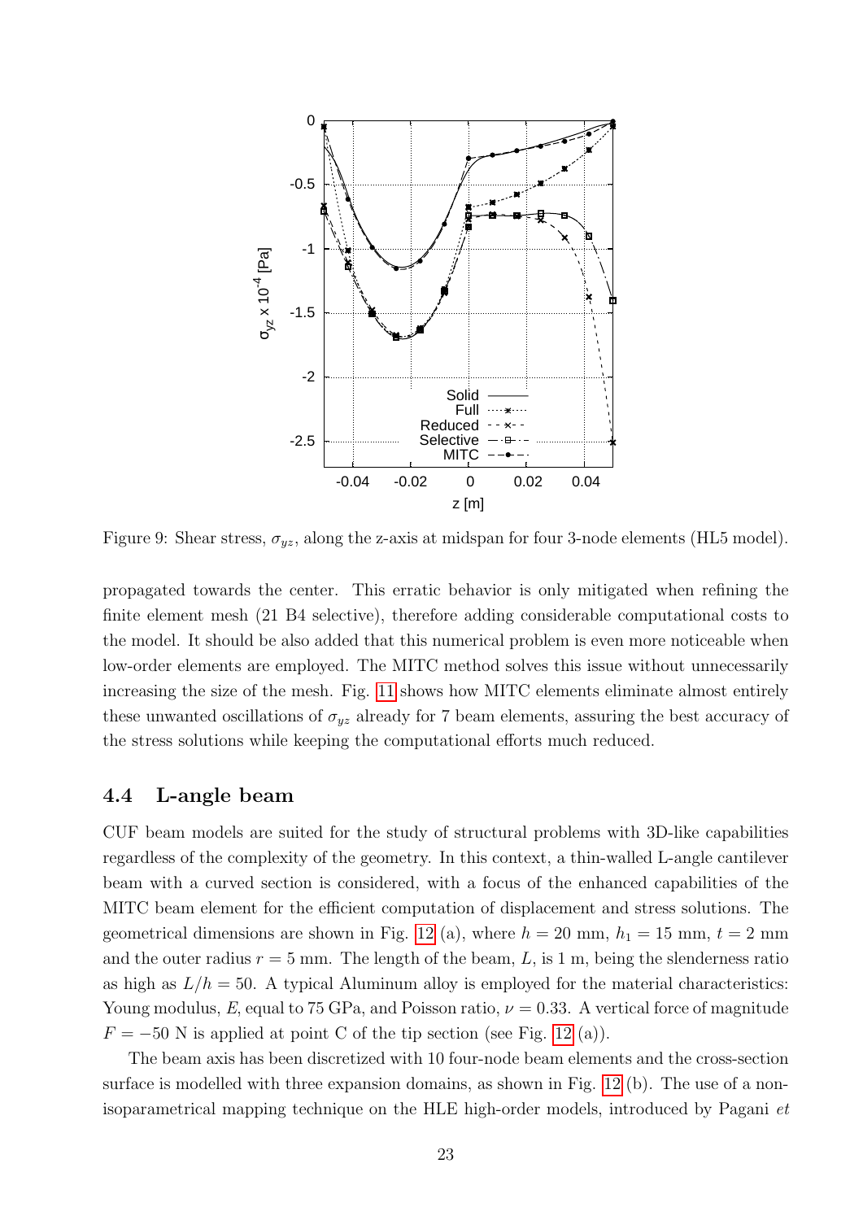Figure 9: Shear stress, $\sigma_{yz}$, along the z-axis at midspan for four 3-node elements (HL5 model).

propagated towards the center. This erratic behavior is only mitigated when refining the finite element mesh (21 B4 selective), therefore adding considerable computational costs to the model. It should be also added that this numerical problem is even more noticeable when low-order elements are employed. The MITC method solves this issue without unnecessarily increasing the size of the mesh. Fig. 11 shows how MITC elements eliminate almost entirely these unwanted oscillations of $\sigma_{yz}$ already for 7 beam elements, assuring the best accuracy of the stress solutions while keeping the computational efforts much reduced.

## 4.4 L-angle beam

CUF beam models are suited for the study of structural problems with 3D-like capabilities regardless of the complexity of the geometry. In this context, a thin-walled L-angle cantilever beam with a curved section is considered, with a focus of the enhanced capabilities of the MITC beam element for the efficient computation of displacement and stress solutions. The geometrical dimensions are shown in Fig. 12 (a), where $h = 20$ mm, $h_1 = 15$ mm, $t = 2$ mm and the outer radius $r = 5$ mm. The length of the beam, $L$, is 1 m, being the slenderness ratio as high as $L/h = 50$. A typical Aluminum alloy is employed for the material characteristics: Young modulus, $E$, equal to 75 GPa, and Poisson ratio, $\nu = 0.33$. A vertical force of magnitude $F = -50$ N is applied at point C of the tip section (see Fig. 12 (a)).

The beam axis has been discretized with 10 four-node beam elements and the cross-section surface is modelled with three expansion domains, as shown in Fig. 12 (b). The use of a non-isoparametrical mapping technique on the HLE high-order models, introduced by Pagani *et*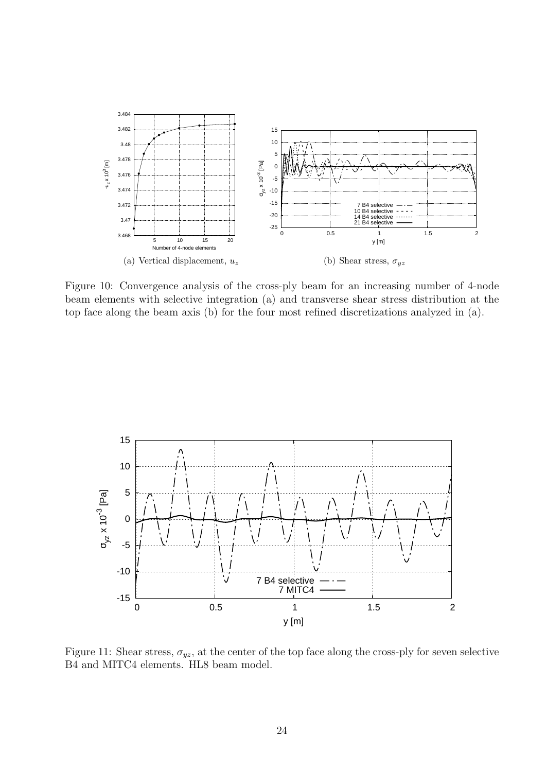(a) Vertical displacement, $u_z$

(b) Shear stress, $\sigma_{yz}$

Figure 10: Convergence analysis of the cross-ply beam for an increasing number of 4-node beam elements with selective integration (a) and transverse shear stress distribution at the top face along the beam axis (b) for the four most refined discretizations analyzed in (a).

Figure 11: Shear stress, $\sigma_{yz}$, at the center of the top face along the cross-ply for seven selective B4 and MITC4 elements. HL8 beam model.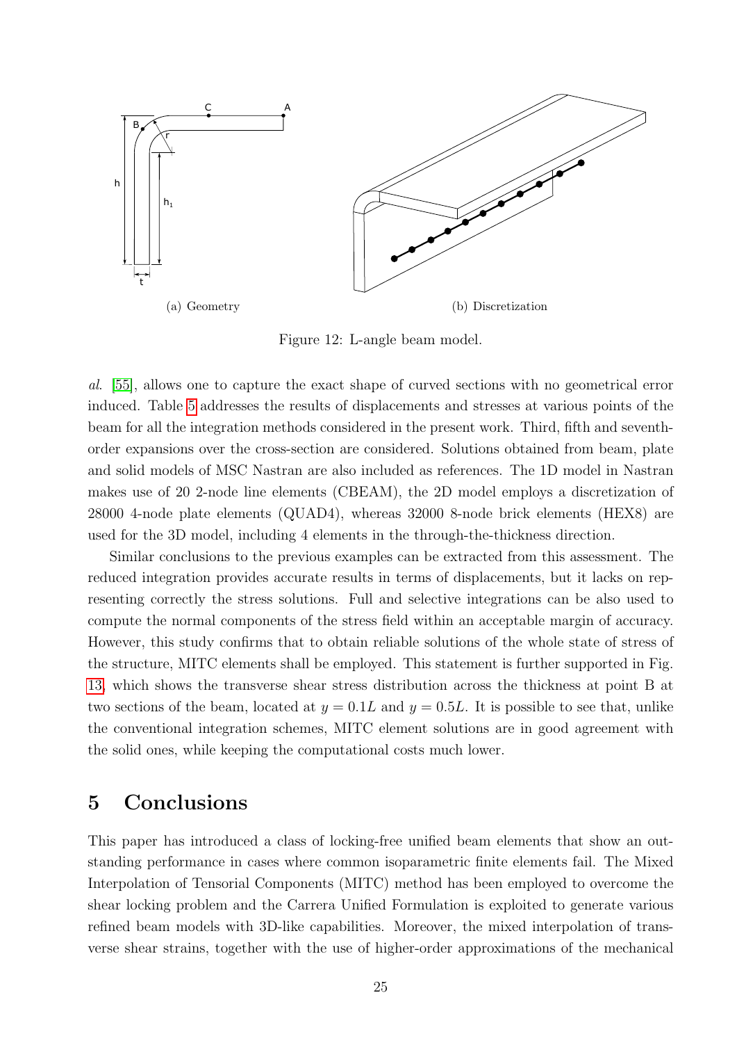(a) Geometry

(b) Discretization

Figure 12: L-angle beam model.

*al.* [55], allows one to capture the exact shape of curved sections with no geometrical error induced. Table 5 addresses the results of displacements and stresses at various points of the beam for all the integration methods considered in the present work. Third, fifth and seventh-order expansions over the cross-section are considered. Solutions obtained from beam, plate and solid models of MSC Nastran are also included as references. The 1D model in Nastran makes use of 20 2-node line elements (CBEAM), the 2D model employs a discretization of 28000 4-node plate elements (QUAD4), whereas 32000 8-node brick elements (HEX8) are used for the 3D model, including 4 elements in the through-the-thickness direction.

Similar conclusions to the previous examples can be extracted from this assessment. The reduced integration provides accurate results in terms of displacements, but it lacks on representing correctly the stress solutions. Full and selective integrations can be also used to compute the normal components of the stress field within an acceptable margin of accuracy. However, this study confirms that to obtain reliable solutions of the whole state of stress of the structure, MITC elements shall be employed. This statement is further supported in Fig. 13, which shows the transverse shear stress distribution across the thickness at point B at two sections of the beam, located at $y = 0.1L$ and $y = 0.5L$. It is possible to see that, unlike the conventional integration schemes, MITC element solutions are in good agreement with the solid ones, while keeping the computational costs much lower.

# 5 Conclusions

This paper has introduced a class of locking-free unified beam elements that show an outstanding performance in cases where common isoparametric finite elements fail. The Mixed Interpolation of Tensorial Components (MITC) method has been employed to overcome the shear locking problem and the Carrera Unified Formulation is exploited to generate various refined beam models with 3D-like capabilities. Moreover, the mixed interpolation of transverse shear strains, together with the use of higher-order approximations of the mechanical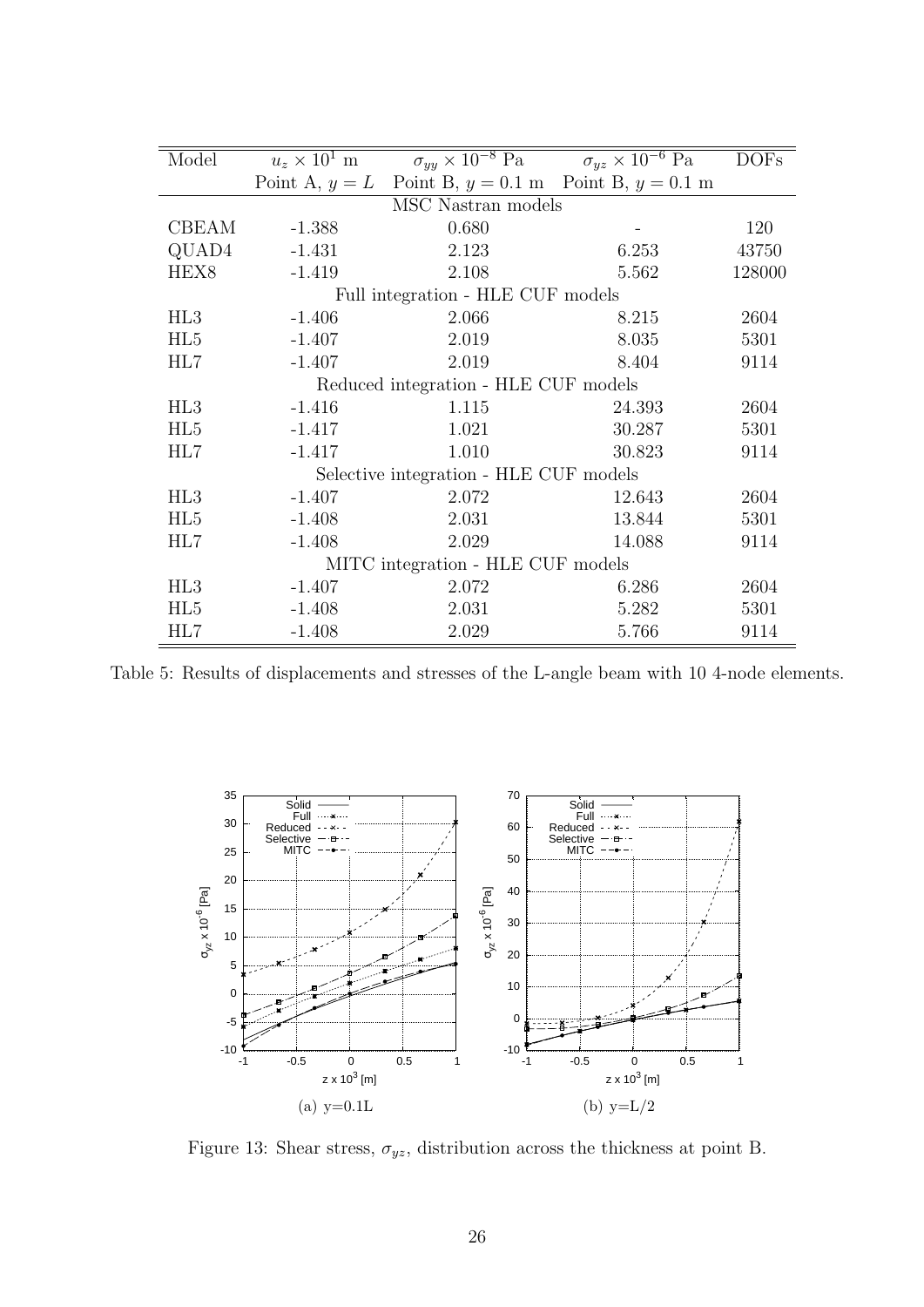| Model | $u_z \times 10^1$ m | $\sigma_{yy} \times 10^{-8}$ Pa | $\sigma_{yz} \times 10^{-6}$ Pa | DOFs |
|---|---|---|---|---|
| | Point A, $y = L$ | Point B, $y = 0.1$ m | Point B, $y = 0.1$ m | |
| MSC Nastran models | | | | |
| CBEAM | -1.388 | 0.680 | - | 120 |
| QUAD4 | -1.431 | 2.123 | 6.253 | 43750 |
| HEX8 | -1.419 | 2.108 | 5.562 | 128000 |
| Full integration - HLE CUF models | | | | |
| HL3 | -1.406 | 2.066 | 8.215 | 2604 |
| HL5 | -1.407 | 2.019 | 8.035 | 5301 |
| HL7 | -1.407 | 2.019 | 8.404 | 9114 |
| Reduced integration - HLE CUF models | | | | |
| HL3 | -1.416 | 1.115 | 24.393 | 2604 |
| HL5 | -1.417 | 1.021 | 30.287 | 5301 |
| HL7 | -1.417 | 1.010 | 30.823 | 9114 |
| Selective integration - HLE CUF models | | | | |
| HL3 | -1.407 | 2.072 | 12.643 | 2604 |
| HL5 | -1.408 | 2.031 | 13.844 | 5301 |
| HL7 | -1.408 | 2.029 | 14.088 | 9114 |
| MITC integration - HLE CUF models | | | | |
| HL3 | -1.407 | 2.072 | 6.286 | 2604 |
| HL5 | -1.408 | 2.031 | 5.282 | 5301 |
| HL7 | -1.408 | 2.029 | 5.766 | 9114 |

Table 5: Results of displacements and stresses of the L-angle beam with 10 4-node elements.

(a) y=0.1L

(b) y=L/2

Figure 13: Shear stress, $\sigma_{yz}$, distribution across the thickness at point B.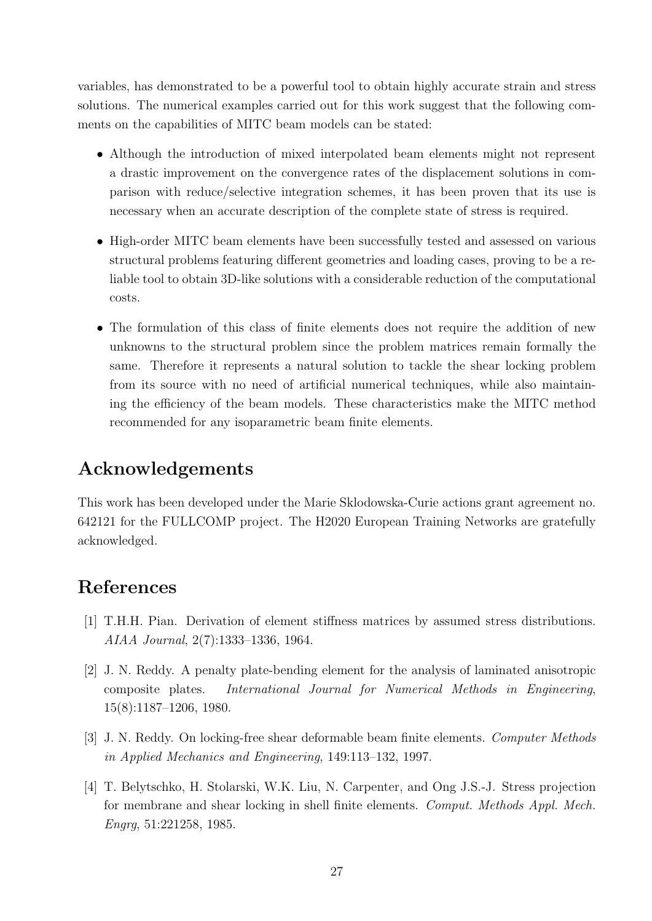variables, has demonstrated to be a powerful tool to obtain highly accurate strain and stress solutions. The numerical examples carried out for this work suggest that the following comments on the capabilities of MITC beam models can be stated:

- Although the introduction of mixed interpolated beam elements might not represent a drastic improvement on the convergence rates of the displacement solutions in comparison with reduce/selective integration schemes, it has been proven that its use is necessary when an accurate description of the complete state of stress is required.
- High-order MITC beam elements have been successfully tested and assessed on various structural problems featuring different geometries and loading cases, proving to be a reliable tool to obtain 3D-like solutions with a considerable reduction of the computational costs.
- The formulation of this class of finite elements does not require the addition of new unknowns to the structural problem since the problem matrices remain formally the same. Therefore it represents a natural solution to tackle the shear locking problem from its source with no need of artificial numerical techniques, while also maintaining the efficiency of the beam models. These characteristics make the MITC method recommended for any isoparametric beam finite elements.

# Acknowledgements

This work has been developed under the Marie Sklodowska-Curie actions grant agreement no. 642121 for the FULLCOMP project. The H2020 European Training Networks are gratefully acknowledged.

# References

[1] T.H.H. Pian. Derivation of element stiffness matrices by assumed stress distributions. *AIAA Journal*, 2(7):1333–1336, 1964.

[2] J. N. Reddy. A penalty plate-bending element for the analysis of laminated anisotropic composite plates. *International Journal for Numerical Methods in Engineering*, 15(8):1187–1206, 1980.

[3] J. N. Reddy. On locking-free shear deformable beam finite elements. *Computer Methods in Applied Mechanics and Engineering*, 149:113–132, 1997.

[4] T. Belytschko, H. Stolarski, W.K. Liu, N. Carpenter, and Ong J.S.-J. Stress projection for membrane and shear locking in shell finite elements. *Comput. Methods Appl. Mech. Engrg*, 51:221258, 1985.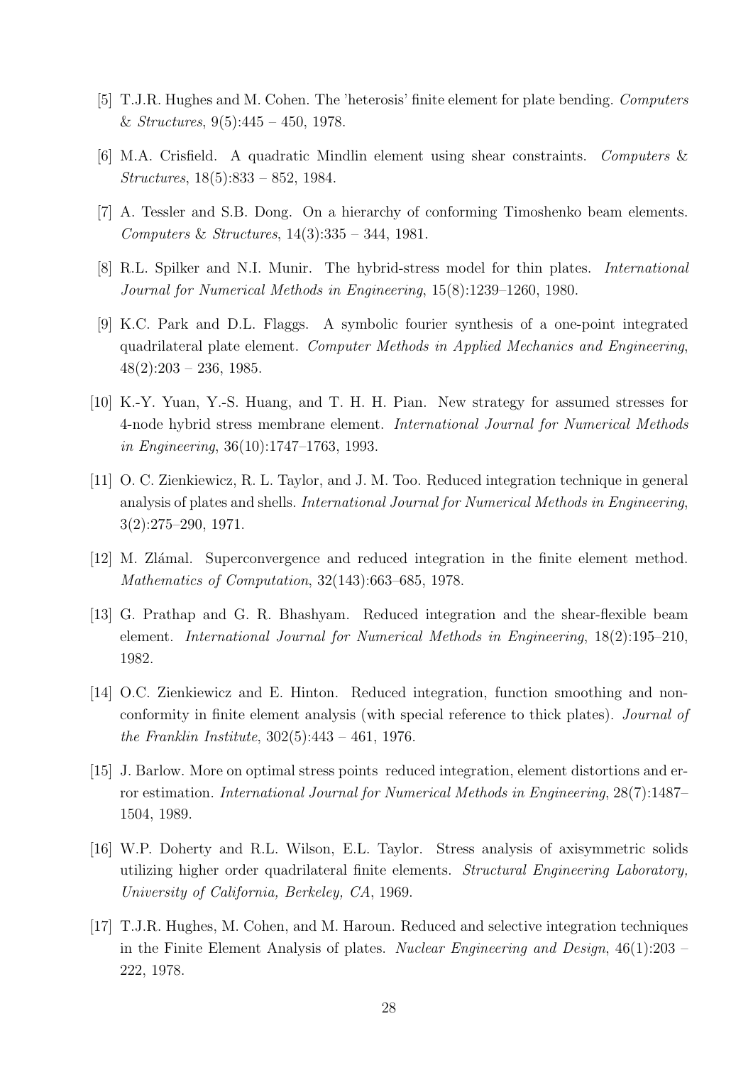[5] T.J.R. Hughes and M. Cohen. The 'heterosis' finite element for plate bending. *Computers & Structures*, 9(5):445 – 450, 1978.

[6] M.A. Crisfield. A quadratic Mindlin element using shear constraints. *Computers & Structures*, 18(5):833 – 852, 1984.

[7] A. Tessler and S.B. Dong. On a hierarchy of conforming Timoshenko beam elements. *Computers & Structures*, 14(3):335 – 344, 1981.

[8] R.L. Spilker and N.I. Munir. The hybrid-stress model for thin plates. *International Journal for Numerical Methods in Engineering*, 15(8):1239–1260, 1980.

[9] K.C. Park and D.L. Flaggs. A symbolic fourier synthesis of a one-point integrated quadrilateral plate element. *Computer Methods in Applied Mechanics and Engineering*, 48(2):203 – 236, 1985.

[10] K.-Y. Yuan, Y.-S. Huang, and T. H. H. Pian. New strategy for assumed stresses for 4-node hybrid stress membrane element. *International Journal for Numerical Methods in Engineering*, 36(10):1747–1763, 1993.

[11] O. C. Zienkiewicz, R. L. Taylor, and J. M. Too. Reduced integration technique in general analysis of plates and shells. *International Journal for Numerical Methods in Engineering*, 3(2):275–290, 1971.

[12] M. Zlámal. Superconvergence and reduced integration in the finite element method. *Mathematics of Computation*, 32(143):663–685, 1978.

[13] G. Prathap and G. R. Bhashyam. Reduced integration and the shear-flexible beam element. *International Journal for Numerical Methods in Engineering*, 18(2):195–210, 1982.

[14] O.C. Zienkiewicz and E. Hinton. Reduced integration, function smoothing and non-conformity in finite element analysis (with special reference to thick plates). *Journal of the Franklin Institute*, 302(5):443 – 461, 1976.

[15] J. Barlow. More on optimal stress points reduced integration, element distortions and error estimation. *International Journal for Numerical Methods in Engineering*, 28(7):1487–1504, 1989.

[16] W.P. Doherty and R.L. Wilson, E.L. Taylor. Stress analysis of axisymmetric solids utilizing higher order quadrilateral finite elements. *Structural Engineering Laboratory, University of California, Berkeley, CA*, 1969.

[17] T.J.R. Hughes, M. Cohen, and M. Haroun. Reduced and selective integration techniques in the Finite Element Analysis of plates. *Nuclear Engineering and Design*, 46(1):203 – 222, 1978.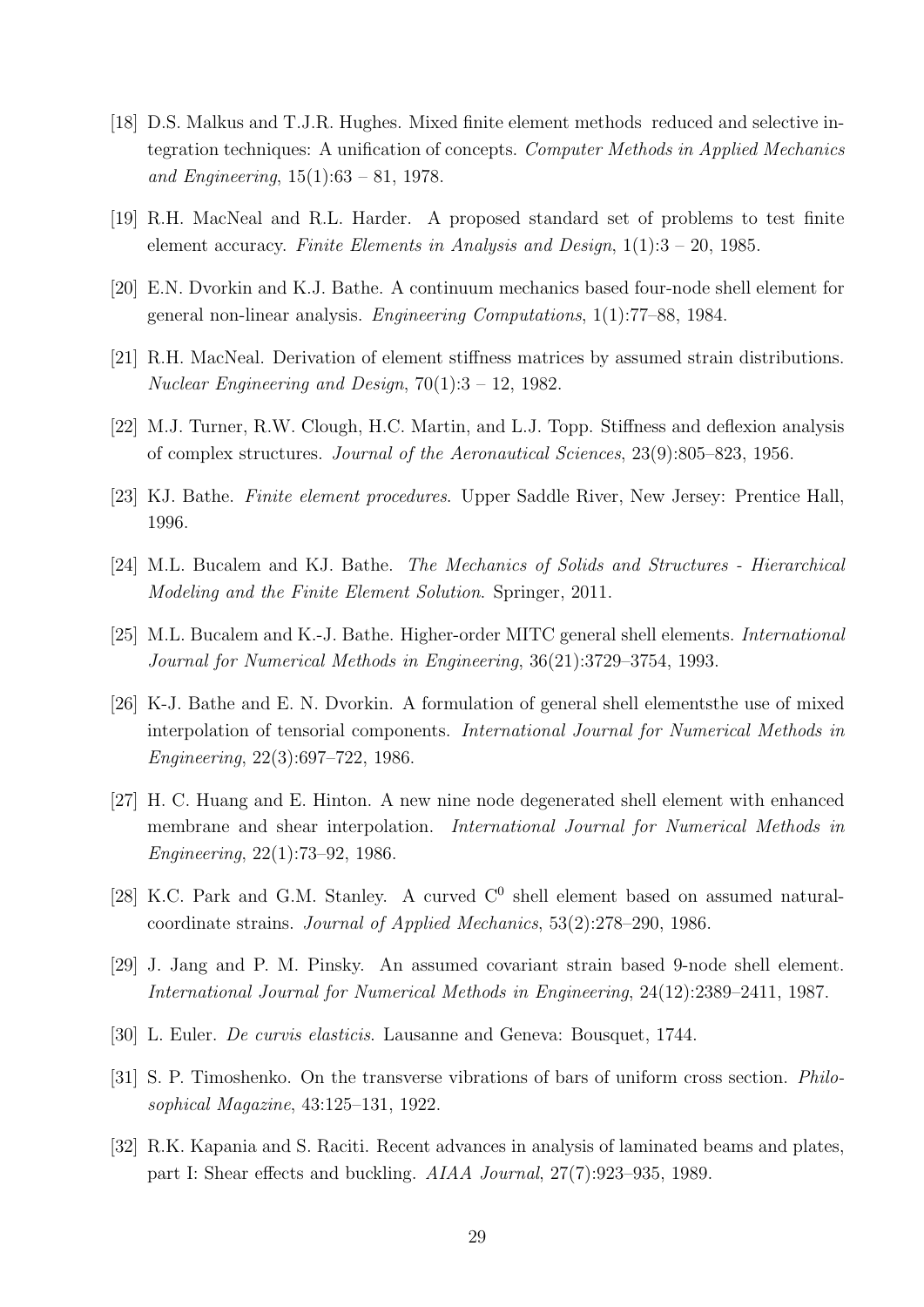[18] D.S. Malkus and T.J.R. Hughes. Mixed finite element methods reduced and selective integration techniques: A unification of concepts. *Computer Methods in Applied Mechanics and Engineering*, 15(1):63 – 81, 1978.

[19] R.H. MacNeal and R.L. Harder. A proposed standard set of problems to test finite element accuracy. *Finite Elements in Analysis and Design*, 1(1):3 – 20, 1985.

[20] E.N. Dvorkin and K.J. Bathe. A continuum mechanics based four-node shell element for general non-linear analysis. *Engineering Computations*, 1(1):77–88, 1984.

[21] R.H. MacNeal. Derivation of element stiffness matrices by assumed strain distributions. *Nuclear Engineering and Design*, 70(1):3 – 12, 1982.

[22] M.J. Turner, R.W. Clough, H.C. Martin, and L.J. Topp. Stiffness and deflexion analysis of complex structures. *Journal of the Aeronautical Sciences*, 23(9):805–823, 1956.

[23] KJ. Bathe. *Finite element procedures*. Upper Saddle River, New Jersey: Prentice Hall, 1996.

[24] M.L. Bucalem and KJ. Bathe. *The Mechanics of Solids and Structures - Hierarchical Modeling and the Finite Element Solution*. Springer, 2011.

[25] M.L. Bucalem and K.-J. Bathe. Higher-order MITC general shell elements. *International Journal for Numerical Methods in Engineering*, 36(21):3729–3754, 1993.

[26] K-J. Bathe and E. N. Dvorkin. A formulation of general shell elementsthe use of mixed interpolation of tensorial components. *International Journal for Numerical Methods in Engineering*, 22(3):697–722, 1986.

[27] H. C. Huang and E. Hinton. A new nine node degenerated shell element with enhanced membrane and shear interpolation. *International Journal for Numerical Methods in Engineering*, 22(1):73–92, 1986.

[28] K.C. Park and G.M. Stanley. A curved $C^0$ shell element based on assumed natural-coordinate strains. *Journal of Applied Mechanics*, 53(2):278–290, 1986.

[29] J. Jang and P. M. Pinsky. An assumed covariant strain based 9-node shell element. *International Journal for Numerical Methods in Engineering*, 24(12):2389–2411, 1987.

[30] L. Euler. *De curvis elasticis*. Lausanne and Geneva: Bousquet, 1744.

[31] S. P. Timoshenko. On the transverse vibrations of bars of uniform cross section. *Philosophical Magazine*, 43:125–131, 1922.

[32] R.K. Kapania and S. Raciti. Recent advances in analysis of laminated beams and plates, part I: Shear effects and buckling. *AIAA Journal*, 27(7):923–935, 1989.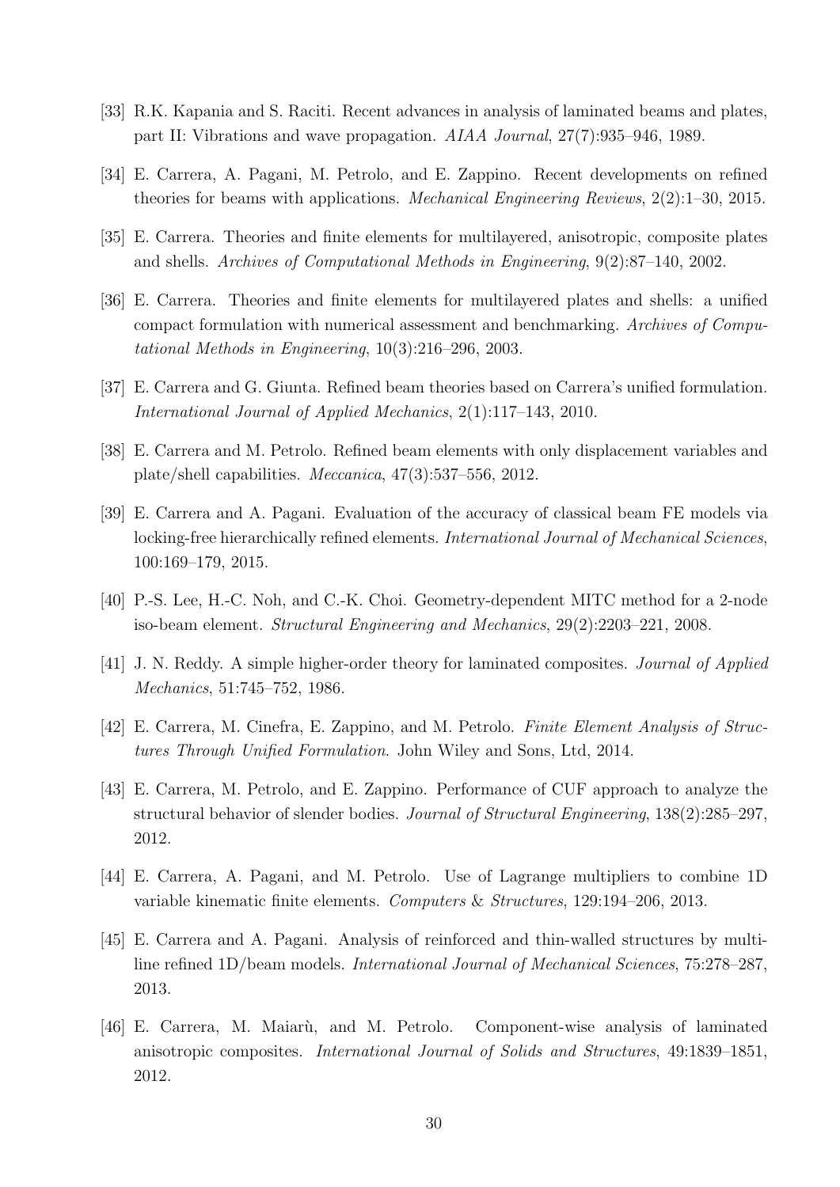[33] R.K. Kapania and S. Raciti. Recent advances in analysis of laminated beams and plates, part II: Vibrations and wave propagation. *AIAA Journal*, 27(7):935–946, 1989.

[34] E. Carrera, A. Pagani, M. Petrolo, and E. Zappino. Recent developments on refined theories for beams with applications. *Mechanical Engineering Reviews*, 2(2):1–30, 2015.

[35] E. Carrera. Theories and finite elements for multilayered, anisotropic, composite plates and shells. *Archives of Computational Methods in Engineering*, 9(2):87–140, 2002.

[36] E. Carrera. Theories and finite elements for multilayered plates and shells: a unified compact formulation with numerical assessment and benchmarking. *Archives of Computational Methods in Engineering*, 10(3):216–296, 2003.

[37] E. Carrera and G. Giunta. Refined beam theories based on Carrera's unified formulation. *International Journal of Applied Mechanics*, 2(1):117–143, 2010.

[38] E. Carrera and M. Petrolo. Refined beam elements with only displacement variables and plate/shell capabilities. *Meccanica*, 47(3):537–556, 2012.

[39] E. Carrera and A. Pagani. Evaluation of the accuracy of classical beam FE models via locking-free hierarchically refined elements. *International Journal of Mechanical Sciences*, 100:169–179, 2015.

[40] P.-S. Lee, H.-C. Noh, and C.-K. Choi. Geometry-dependent MITC method for a 2-node iso-beam element. *Structural Engineering and Mechanics*, 29(2):2203–221, 2008.

[41] J. N. Reddy. A simple higher-order theory for laminated composites. *Journal of Applied Mechanics*, 51:745–752, 1986.

[42] E. Carrera, M. Cinefra, E. Zappino, and M. Petrolo. *Finite Element Analysis of Structures Through Unified Formulation*. John Wiley and Sons, Ltd, 2014.

[43] E. Carrera, M. Petrolo, and E. Zappino. Performance of CUF approach to analyze the structural behavior of slender bodies. *Journal of Structural Engineering*, 138(2):285–297, 2012.

[44] E. Carrera, A. Pagani, and M. Petrolo. Use of Lagrange multipliers to combine 1D variable kinematic finite elements. *Computers & Structures*, 129:194–206, 2013.

[45] E. Carrera and A. Pagani. Analysis of reinforced and thin-walled structures by multi-line refined 1D/beam models. *International Journal of Mechanical Sciences*, 75:278–287, 2013.

[46] E. Carrera, M. Maiarù, and M. Petrolo. Component-wise analysis of laminated anisotropic composites. *International Journal of Solids and Structures*, 49:1839–1851, 2012.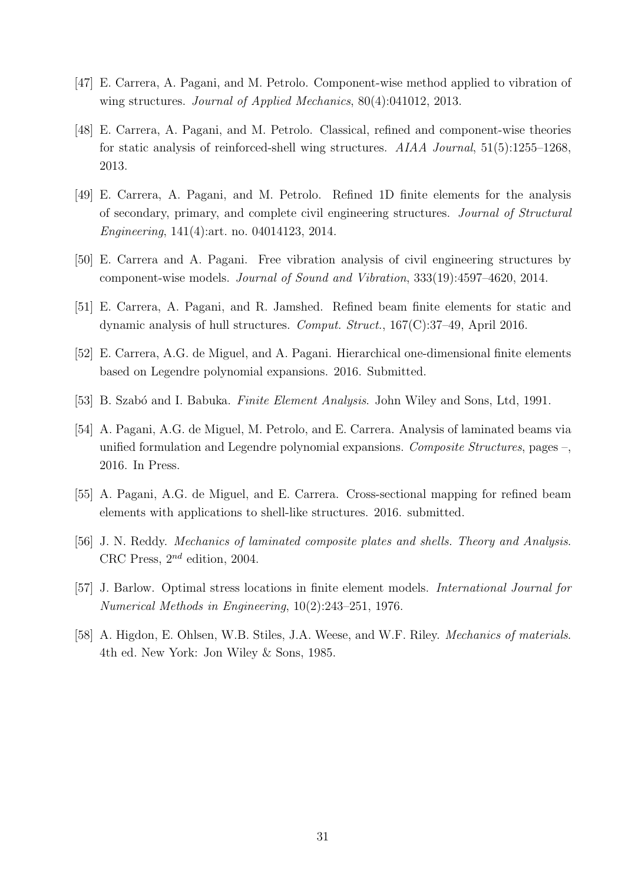[47] E. Carrera, A. Pagani, and M. Petrolo. Component-wise method applied to vibration of wing structures. *Journal of Applied Mechanics*, 80(4):041012, 2013.

[48] E. Carrera, A. Pagani, and M. Petrolo. Classical, refined and component-wise theories for static analysis of reinforced-shell wing structures. *AIAA Journal*, 51(5):1255–1268, 2013.

[49] E. Carrera, A. Pagani, and M. Petrolo. Refined 1D finite elements for the analysis of secondary, primary, and complete civil engineering structures. *Journal of Structural Engineering*, 141(4):art. no. 04014123, 2014.

[50] E. Carrera and A. Pagani. Free vibration analysis of civil engineering structures by component-wise models. *Journal of Sound and Vibration*, 333(19):4597–4620, 2014.

[51] E. Carrera, A. Pagani, and R. Jamshed. Refined beam finite elements for static and dynamic analysis of hull structures. *Comput. Struct.*, 167(C):37–49, April 2016.

[52] E. Carrera, A.G. de Miguel, and A. Pagani. Hierarchical one-dimensional finite elements based on Legendre polynomial expansions. 2016. Submitted.

[53] B. Szabó and I. Babuka. *Finite Element Analysis*. John Wiley and Sons, Ltd, 1991.

[54] A. Pagani, A.G. de Miguel, M. Petrolo, and E. Carrera. Analysis of laminated beams via unified formulation and Legendre polynomial expansions. *Composite Structures*, pages –, 2016. In Press.

[55] A. Pagani, A.G. de Miguel, and E. Carrera. Cross-sectional mapping for refined beam elements with applications to shell-like structures. 2016. submitted.

[56] J. N. Reddy. *Mechanics of laminated composite plates and shells. Theory and Analysis*. CRC Press, $2^{nd}$ edition, 2004.

[57] J. Barlow. Optimal stress locations in finite element models. *International Journal for Numerical Methods in Engineering*, 10(2):243–251, 1976.

[58] A. Higdon, E. Ohlsen, W.B. Stiles, J.A. Weese, and W.F. Riley. *Mechanics of materials*. 4th ed. New York: Jon Wiley & Sons, 1985.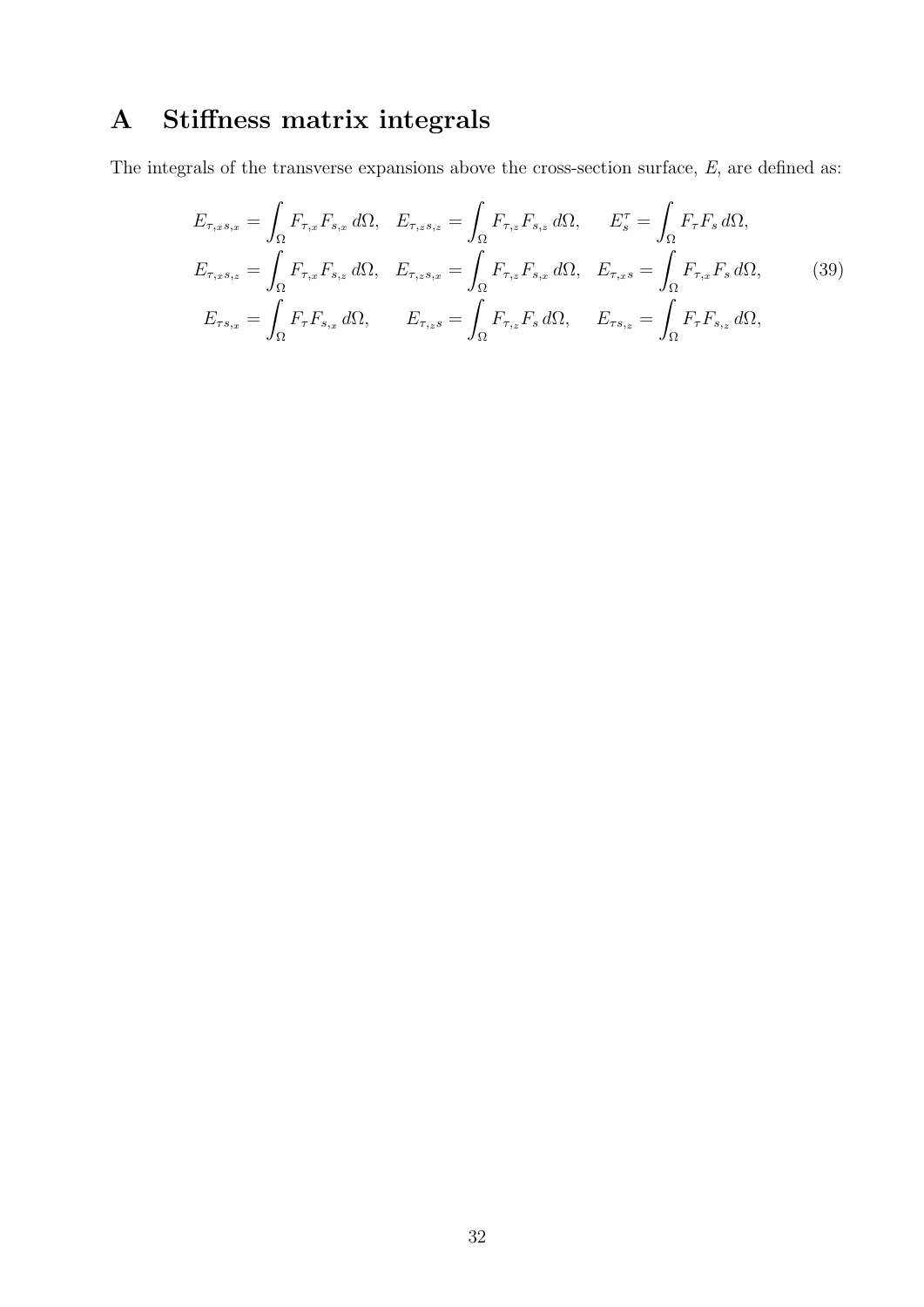# A Stiffness matrix integrals

The integrals of the transverse expansions above the cross-section surface, $E$, are defined as:

$$
\begin{aligned}
E_{\tau_{,x}s_{,x}} &= \int_\Omega F_{\tau_{,x}} F_{s_{,x}} \, d\Omega, \quad E_{\tau_{,z}s_{,z}} = \int_\Omega F_{\tau_{,z}} F_{s_{,z}} \, d\Omega, \quad E^{\tau}_{s} = \int_\Omega F_{\tau} F_{s} \, d\Omega, \\
E_{\tau_{,x}s_{,z}} &= \int_\Omega F_{\tau_{,x}} F_{s_{,z}} \, d\Omega, \quad E_{\tau_{,z}s_{,x}} = \int_\Omega F_{\tau_{,z}} F_{s_{,x}} \, d\Omega, \quad E_{\tau_{,x}s} = \int_\Omega F_{\tau_{,x}} F_{s} \, d\Omega, \\
E_{\tau s_{,x}} &= \int_\Omega F_{\tau} F_{s_{,x}} \, d\Omega, \quad E_{\tau_{,z}s} = \int_\Omega F_{\tau_{,z}} F_{s} \, d\Omega, \quad E_{\tau s_{,z}} = \int_\Omega F_{\tau} F_{s_{,z}} \, d\Omega,
\end{aligned}
\tag{39}
$$